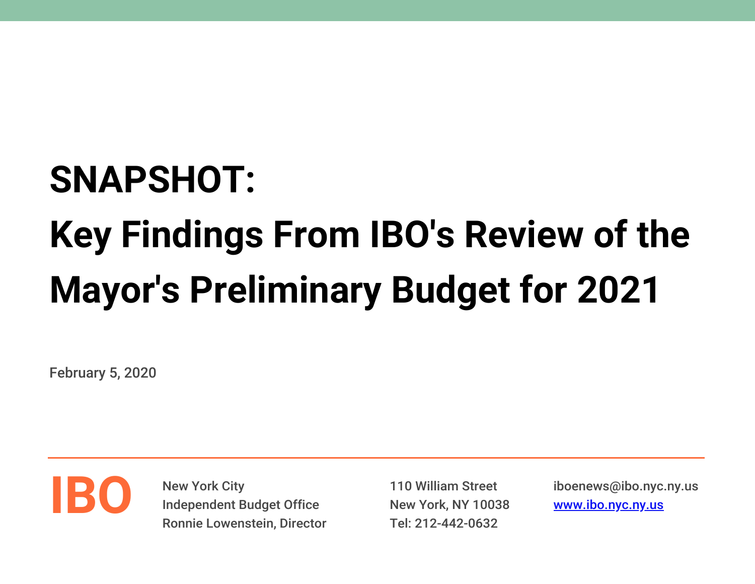# SNAPSHOT:

# Key Findings From IBO's Review of the Mayor's Preliminary Budget for 2021

February 5, 2020

**IBO**

New York City
Independent Budget Office
Ronnie Lowenstein, Director

110 William Street
New York, NY 10038
Tel: 212-442-0632

iboenews@ibo.nyc.ny.us
www.ibo.nyc.ny.us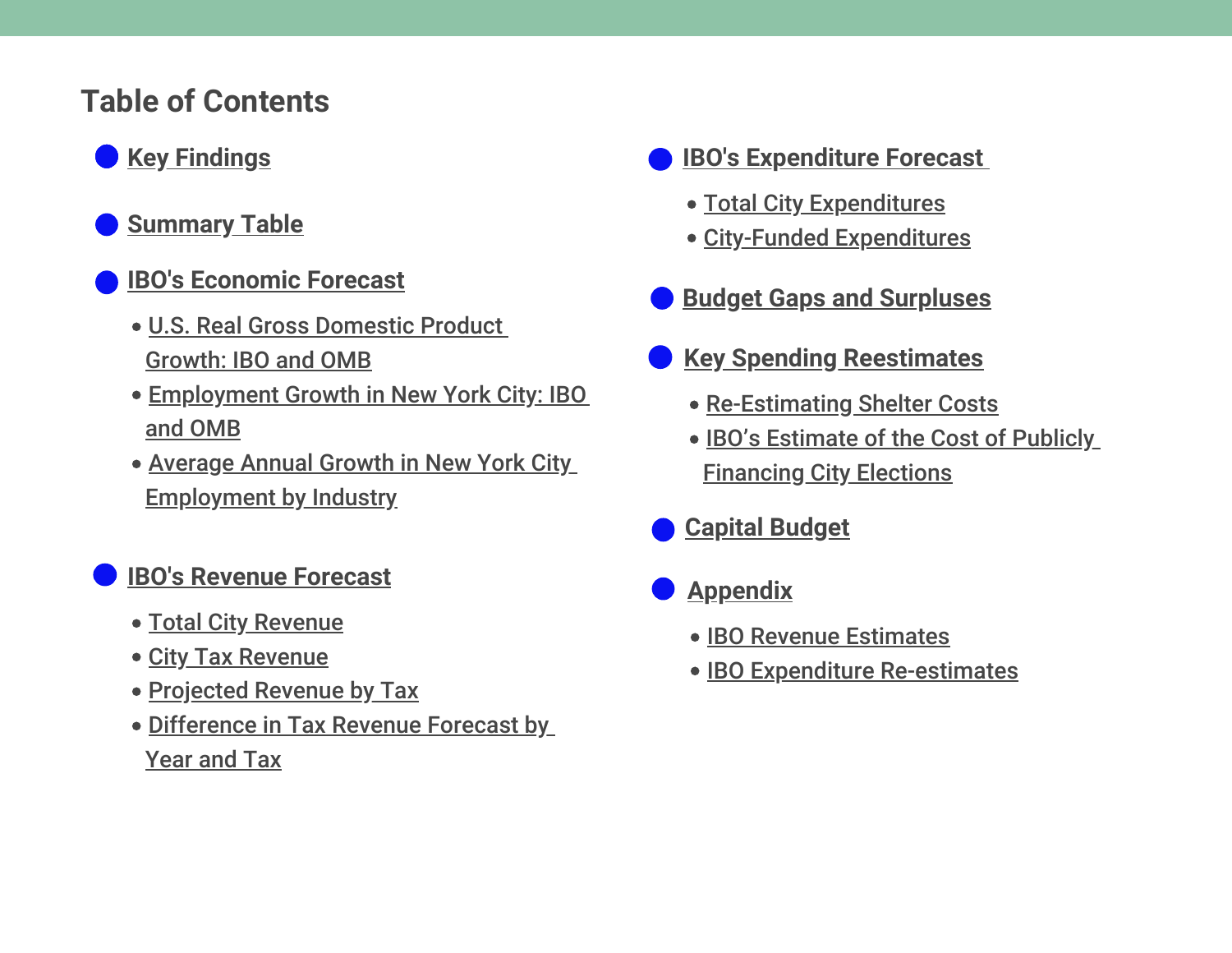## Table of Contents

- **Key Findings**
- **Summary Table**
- **IBO's Economic Forecast**
  - U.S. Real Gross Domestic Product Growth: IBO and OMB
  - Employment Growth in New York City: IBO and OMB
  - Average Annual Growth in New York City Employment by Industry
- **IBO's Revenue Forecast**
  - Total City Revenue
  - City Tax Revenue
  - Projected Revenue by Tax
  - Difference in Tax Revenue Forecast by Year and Tax
- **IBO's Expenditure Forecast**
  - Total City Expenditures
  - City-Funded Expenditures
- **Budget Gaps and Surpluses**
- **Key Spending Reestimates**
  - Re-Estimating Shelter Costs
  - IBO's Estimate of the Cost of Publicly Financing City Elections
- **Capital Budget**
- **Appendix**
  - IBO Revenue Estimates
  - IBO Expenditure Re-estimates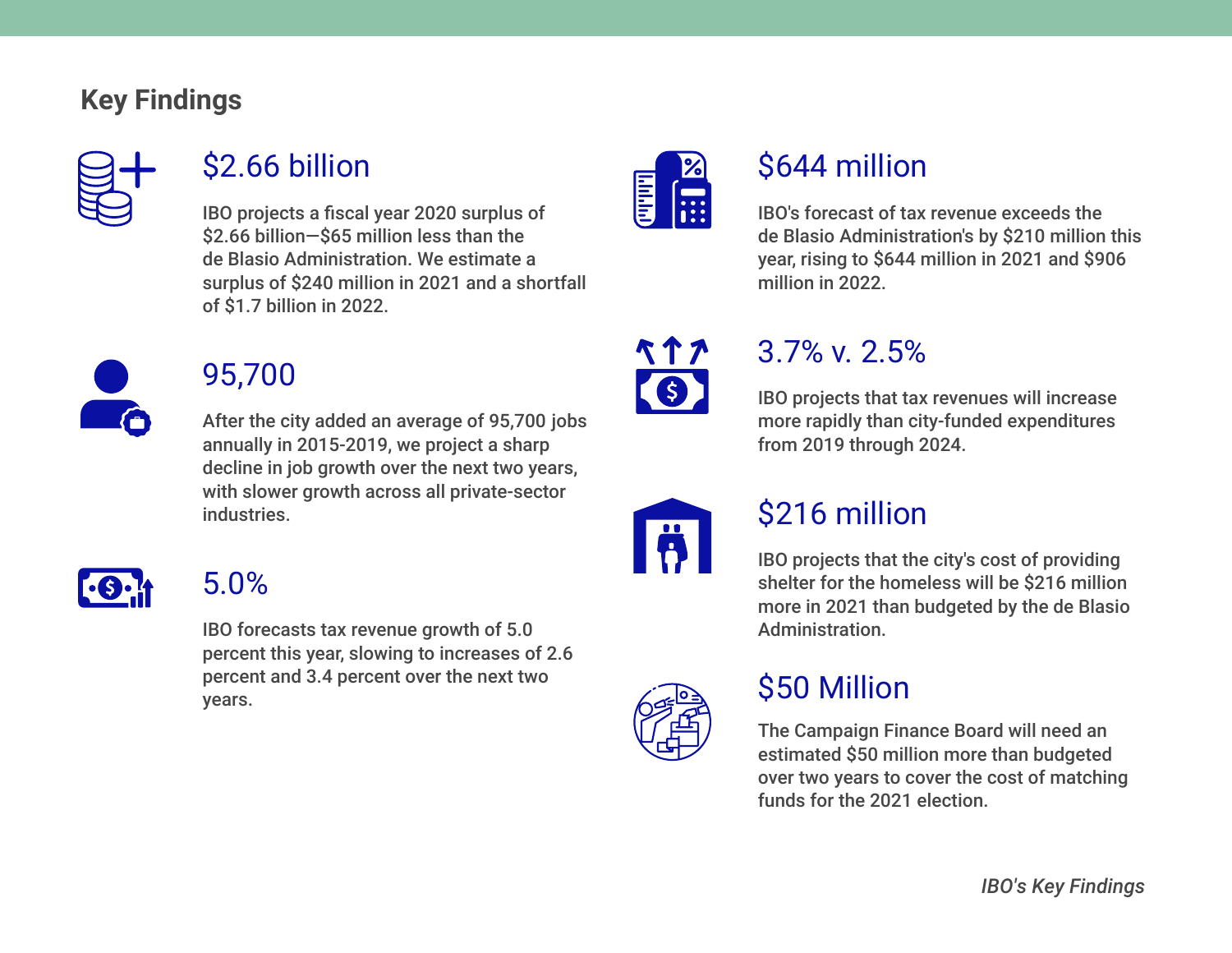## Key Findings

### $2.66 billion

IBO projects a fiscal year 2020 surplus of $2.66 billion—$65 million less than the de Blasio Administration. We estimate a surplus of $240 million in 2021 and a shortfall of $1.7 billion in 2022.

### 95,700

After the city added an average of 95,700 jobs annually in 2015-2019, we project a sharp decline in job growth over the next two years, with slower growth across all private-sector industries.

### 5.0%

IBO forecasts tax revenue growth of 5.0 percent this year, slowing to increases of 2.6 percent and 3.4 percent over the next two years.

### $644 million

IBO's forecast of tax revenue exceeds the de Blasio Administration's by $210 million this year, rising to $644 million in 2021 and $906 million in 2022.

### 3.7% v. 2.5%

IBO projects that tax revenues will increase more rapidly than city-funded expenditures from 2019 through 2024.

### $216 million

IBO projects that the city's cost of providing shelter for the homeless will be $216 million more in 2021 than budgeted by the de Blasio Administration.

### $50 Million

The Campaign Finance Board will need an estimated $50 million more than budgeted over two years to cover the cost of matching funds for the 2021 election.

*IBO's Key Findings*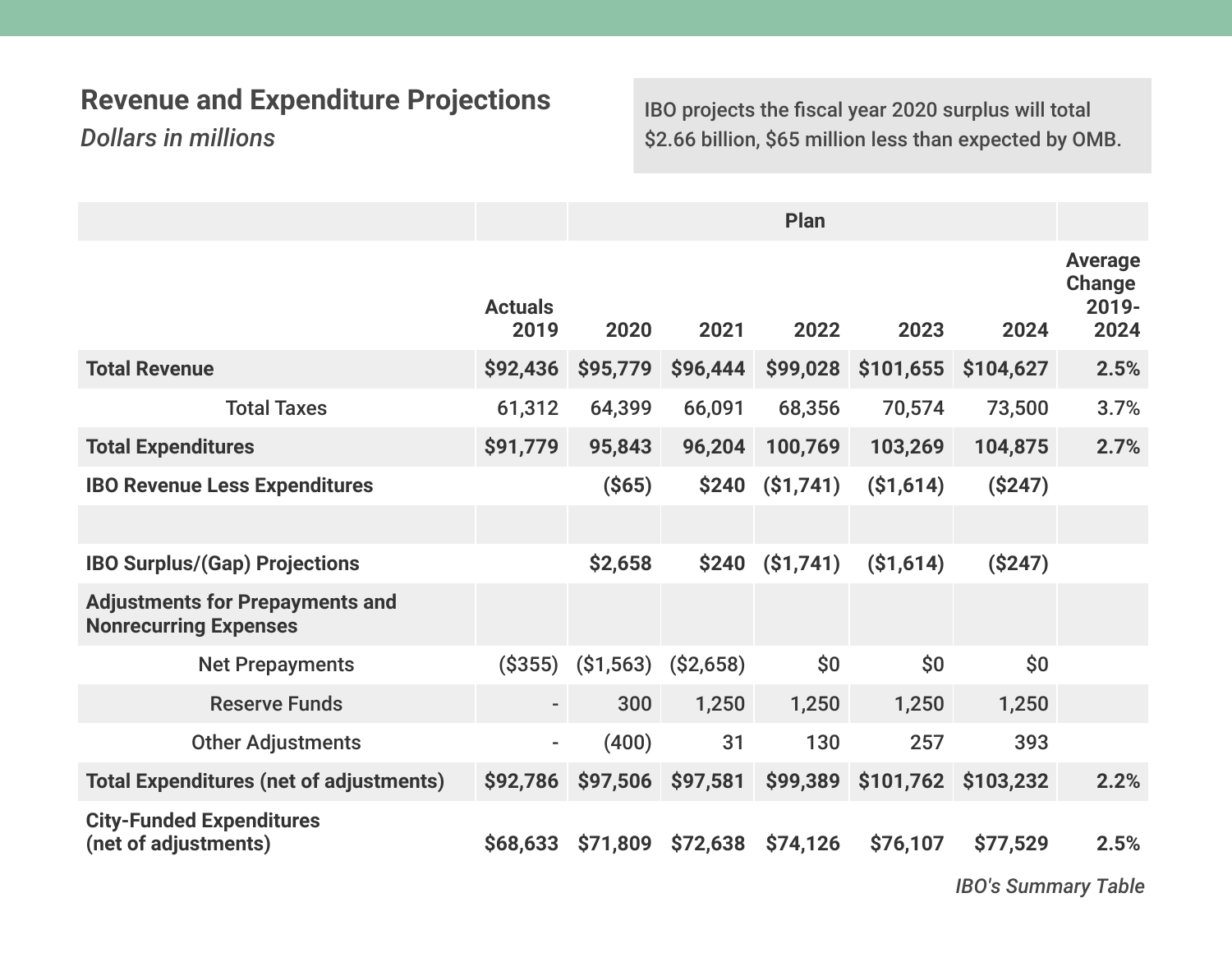## Revenue and Expenditure Projections

*Dollars in millions*

IBO projects the fiscal year 2020 surplus will total $2.66 billion, $65 million less than expected by OMB.

| | | Plan | | | | | |
|---|---|---|---|---|---|---|---|
| | Actuals 2019 | 2020 | 2021 | 2022 | 2023 | 2024 | Average Change 2019-2024 |
| **Total Revenue** | **$92,436** | **$95,779** | **$96,444** | **$99,028** | **$101,655** | **$104,627** | **2.5%** |
| Total Taxes | 61,312 | 64,399 | 66,091 | 68,356 | 70,574 | 73,500 | 3.7% |
| **Total Expenditures** | **$91,779** | **95,843** | **96,204** | **100,769** | **103,269** | **104,875** | **2.7%** |
| **IBO Revenue Less Expenditures** | | **($65)** | **$240** | **($1,741)** | **($1,614)** | **($247)** | |
| | | | | | | | |
| **IBO Surplus/(Gap) Projections** | | **$2,658** | **$240** | **($1,741)** | **($1,614)** | **($247)** | |
| **Adjustments for Prepayments and Nonrecurring Expenses** | | | | | | | |
| Net Prepayments | ($355) | ($1,563) | ($2,658) | $0 | $0 | $0 | |
| Reserve Funds | - | 300 | 1,250 | 1,250 | 1,250 | 1,250 | |
| Other Adjustments | - | (400) | 31 | 130 | 257 | 393 | |
| **Total Expenditures (net of adjustments)** | **$92,786** | **$97,506** | **$97,581** | **$99,389** | **$101,762** | **$103,232** | **2.2%** |
| **City-Funded Expenditures (net of adjustments)** | **$68,633** | **$71,809** | **$72,638** | **$74,126** | **$76,107** | **$77,529** | **2.5%** |

*IBO's Summary Table*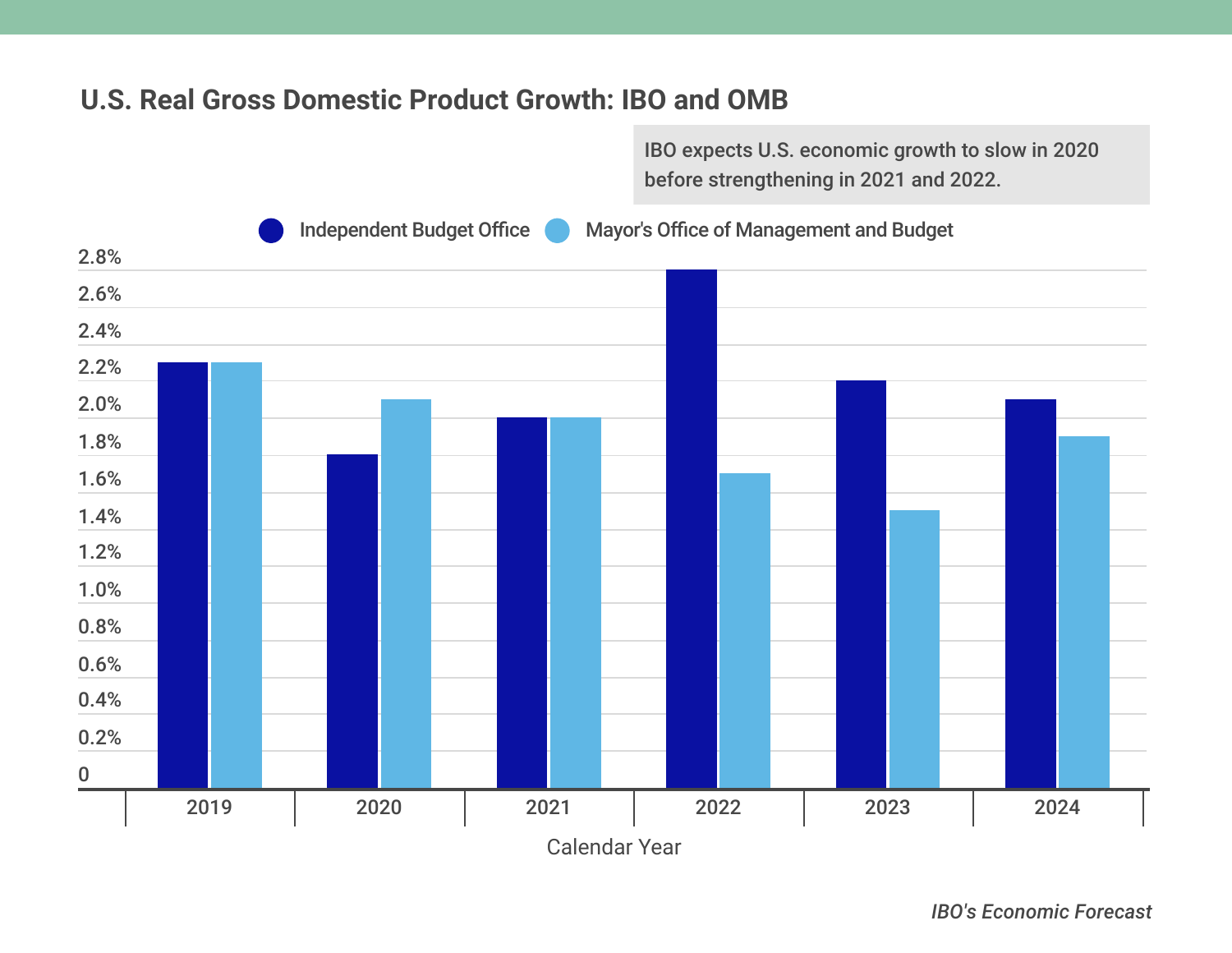## U.S. Real Gross Domestic Product Growth: IBO and OMB

IBO expects U.S. economic growth to slow in 2020 before strengthening in 2021 and 2022.

Independent Budget Office | Mayor's Office of Management and Budget

2.8%
2.6%
2.4%
2.2%
2.0%
1.8%
1.6%
1.4%
1.2%
1.0%
0.8%
0.6%
0.4%
0.2%
0

2019 | 2020 | 2021 | 2022 | 2023 | 2024

Calendar Year

*IBO's Economic Forecast*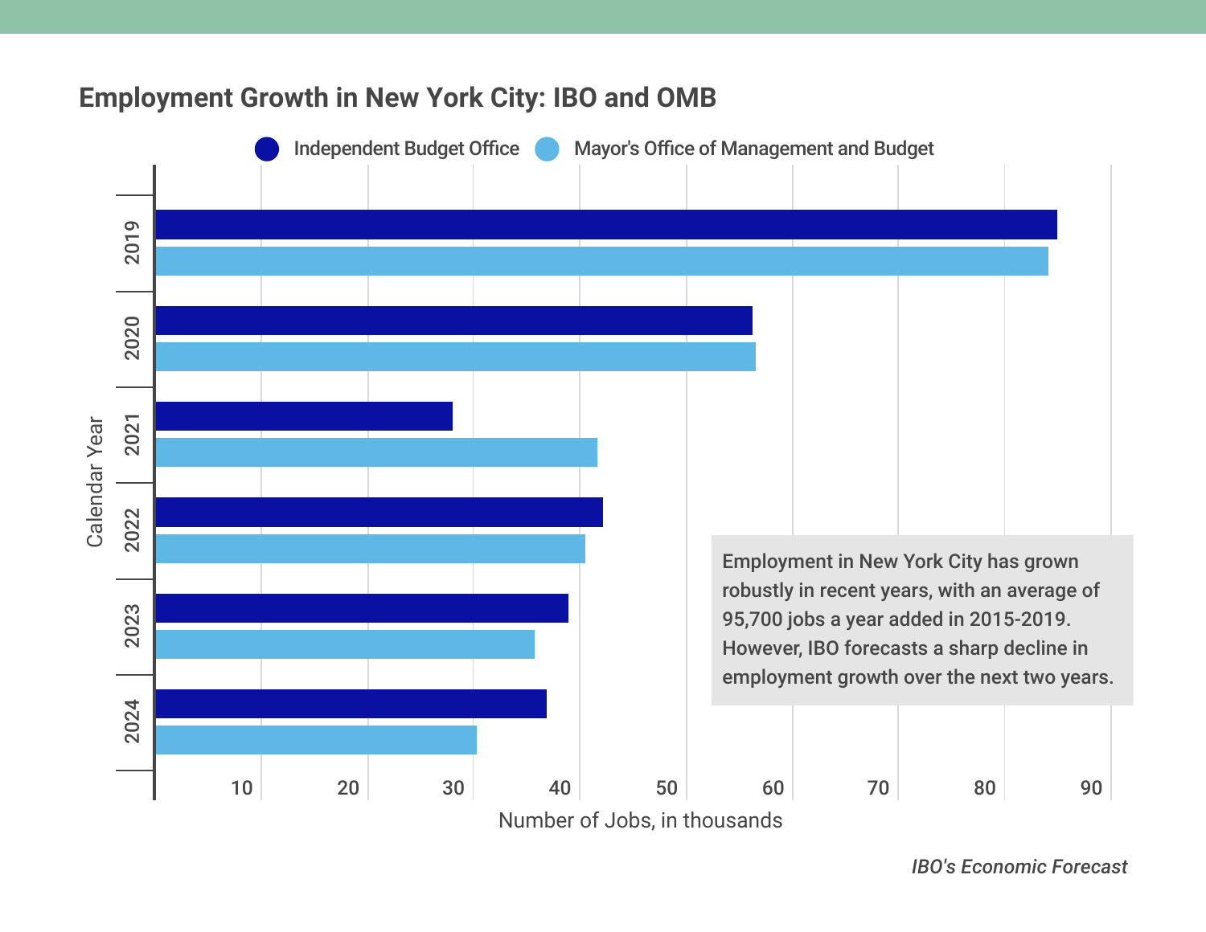## Employment Growth in New York City: IBO and OMB

Independent Budget Office | Mayor's Office of Management and Budget

Calendar Year

2019
2020
2021
2022
2023
2024

10 20 30 40 50 60 70 80 90

Number of Jobs, in thousands

Employment in New York City has grown robustly in recent years, with an average of 95,700 jobs a year added in 2015-2019. However, IBO forecasts a sharp decline in employment growth over the next two years.

*IBO's Economic Forecast*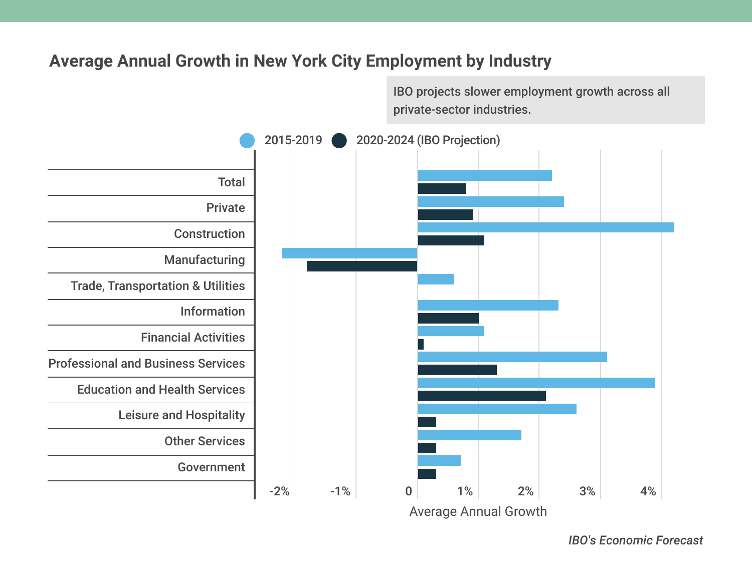## Average Annual Growth in New York City Employment by Industry

IBO projects slower employment growth across all private-sector industries.

Legend: 2015-2019 | 2020-2024 (IBO Projection)

Categories: Total, Private, Construction, Manufacturing, Trade, Transportation & Utilities, Information, Financial Activities, Professional and Business Services, Education and Health Services, Leisure and Hospitality, Other Services, Government

Axis: -2%, -1%, 0, 1%, 2%, 3%, 4%

Average Annual Growth

*IBO's Economic Forecast*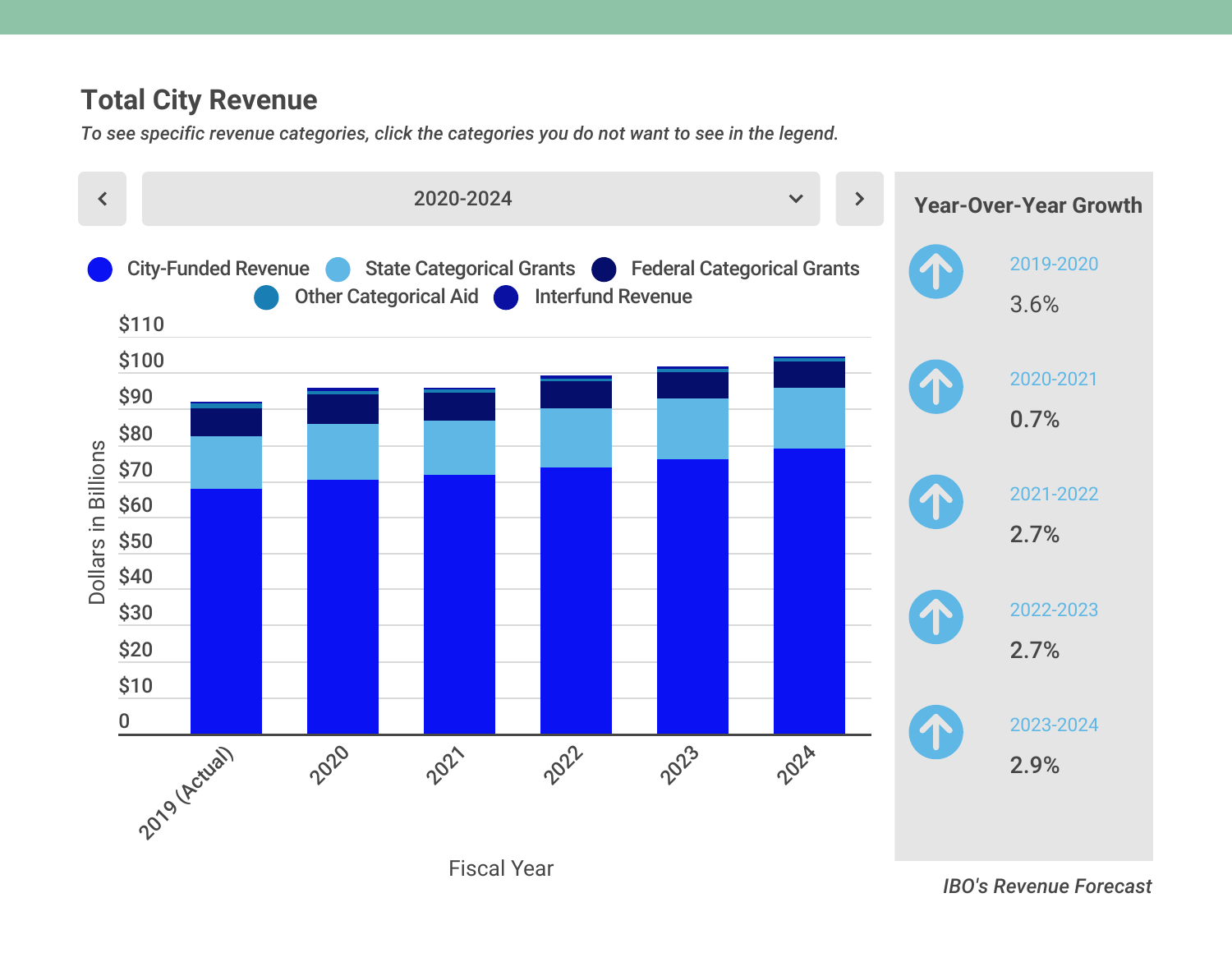## Total City Revenue

*To see specific revenue categories, click the categories you do not want to see in the legend.*

2020-2024

City-Funded Revenue | State Categorical Grants | Federal Categorical Grants | Other Categorical Aid | Interfund Revenue

Dollars in Billions: $110, $100, $90, $80, $70, $60, $50, $40, $30, $20, $10, 0

Fiscal Year: 2019 (Actual), 2020, 2021, 2022, 2023, 2024

### Year-Over-Year Growth

| Period | Growth |
|---|---|
| 2019-2020 | 3.6% |
| 2020-2021 | 0.7% |
| 2021-2022 | 2.7% |
| 2022-2023 | 2.7% |
| 2023-2024 | 2.9% |

*IBO's Revenue Forecast*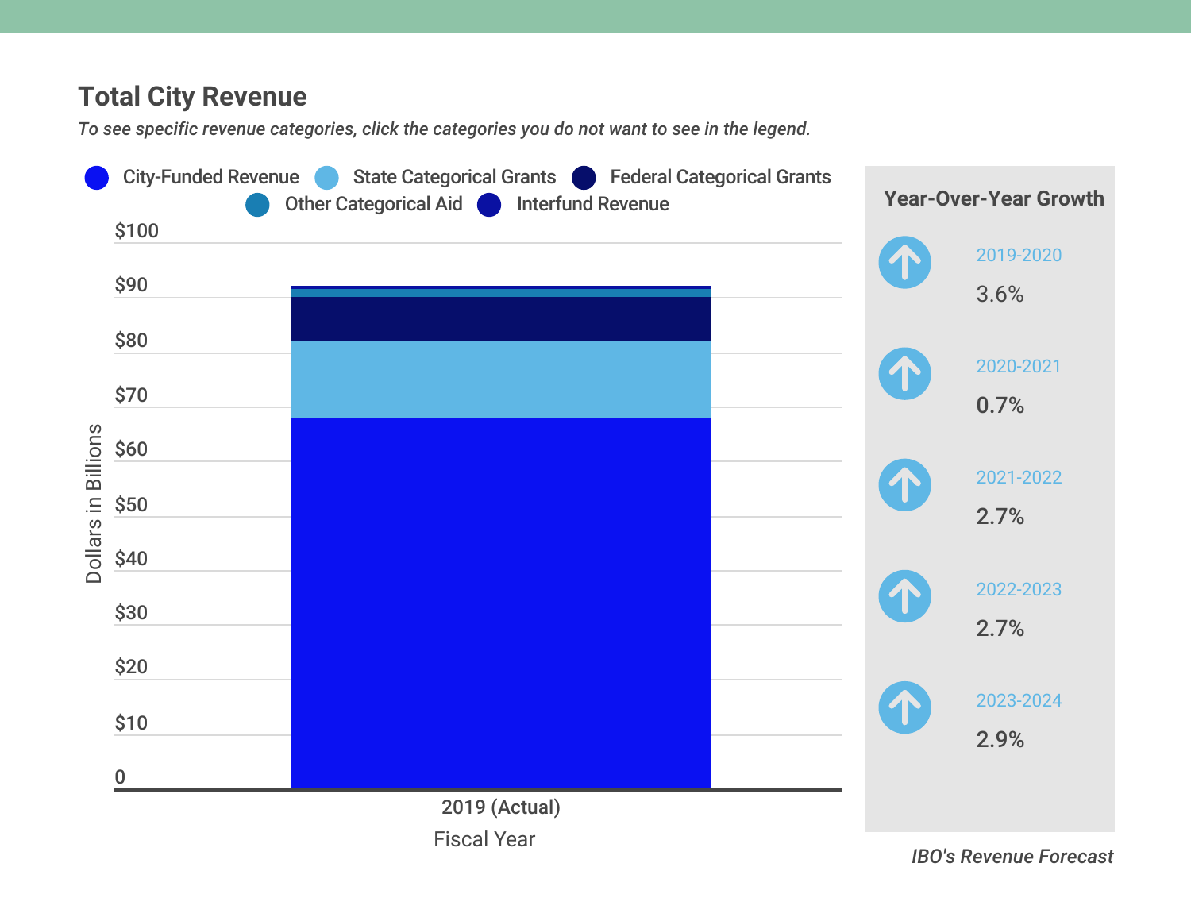## Total City Revenue

*To see specific revenue categories, click the categories you do not want to see in the legend.*

City-Funded Revenue | State Categorical Grants | Federal Categorical Grants | Other Categorical Aid | Interfund Revenue

$100

$90

$80

$70

$60

$50

$40

$30

$20

$10

0

Dollars in Billions

2019 (Actual)

Fiscal Year

### Year-Over-Year Growth

| Period | Growth |
| --- | --- |
| 2019-2020 | 3.6% |
| 2020-2021 | 0.7% |
| 2021-2022 | 2.7% |
| 2022-2023 | 2.7% |
| 2023-2024 | 2.9% |

*IBO's Revenue Forecast*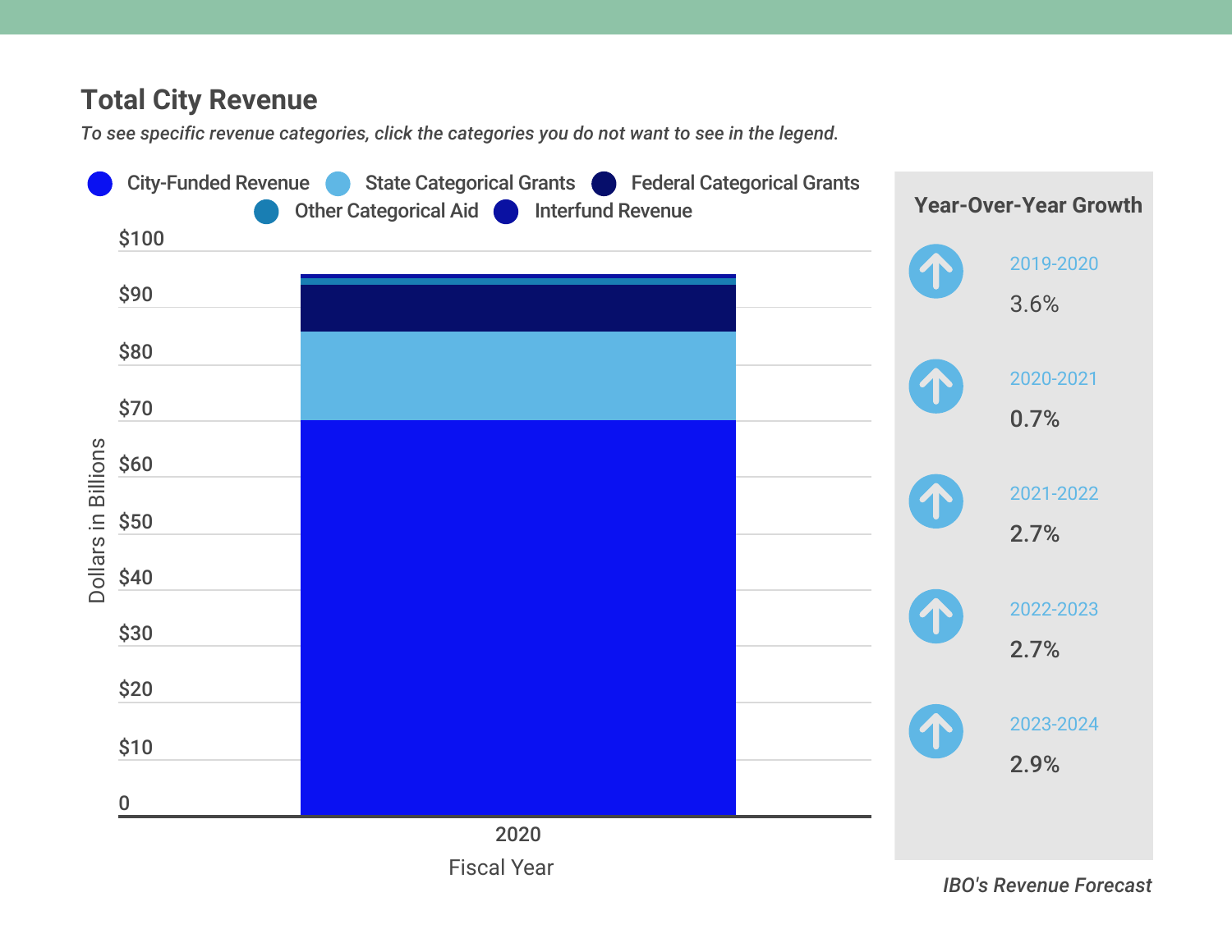## Total City Revenue

*To see specific revenue categories, click the categories you do not want to see in the legend.*

City-Funded Revenue | State Categorical Grants | Federal Categorical Grants | Other Categorical Aid | Interfund Revenue

$100
$90
$80
$70
$60
$50
$40
$30
$20
$10
0

Dollars in Billions

2020

Fiscal Year

**Year-Over-Year Growth**

| Period | Growth |
|---|---|
| 2019-2020 | 3.6% |
| 2020-2021 | 0.7% |
| 2021-2022 | 2.7% |
| 2022-2023 | 2.7% |
| 2023-2024 | 2.9% |

*IBO's Revenue Forecast*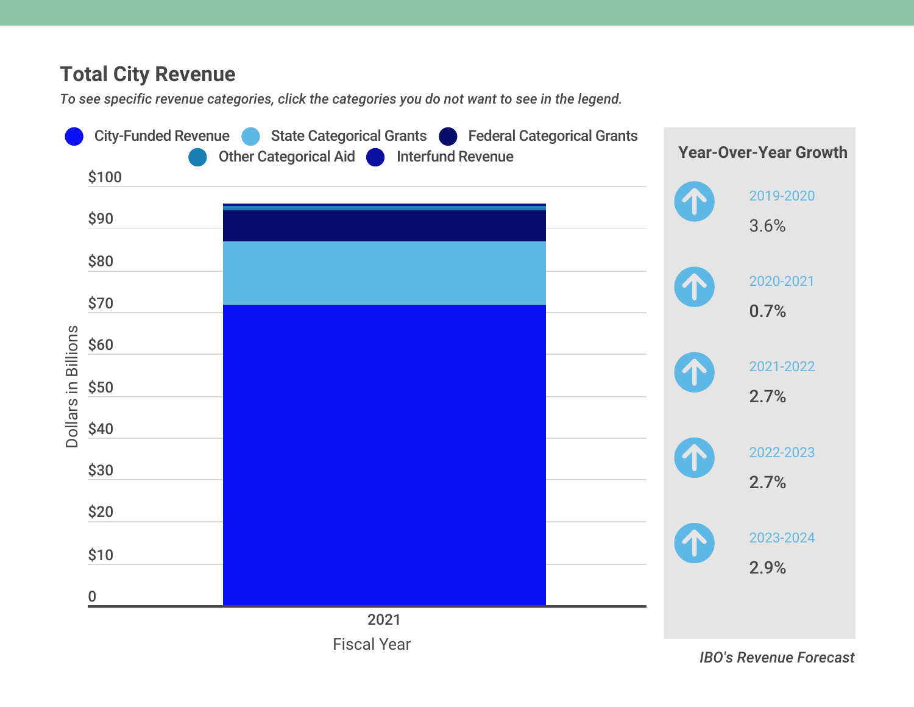## Total City Revenue

*To see specific revenue categories, click the categories you do not want to see in the legend.*

City-Funded Revenue | State Categorical Grants | Federal Categorical Grants | Other Categorical Aid | Interfund Revenue

$100
$90
$80
$70
$60
$50
$40
$30
$20
$10
0

Dollars in Billions

2021

Fiscal Year

### Year-Over-Year Growth

| Period | Growth |
| --- | --- |
| 2019-2020 | 3.6% |
| 2020-2021 | 0.7% |
| 2021-2022 | 2.7% |
| 2022-2023 | 2.7% |
| 2023-2024 | 2.9% |

*IBO's Revenue Forecast*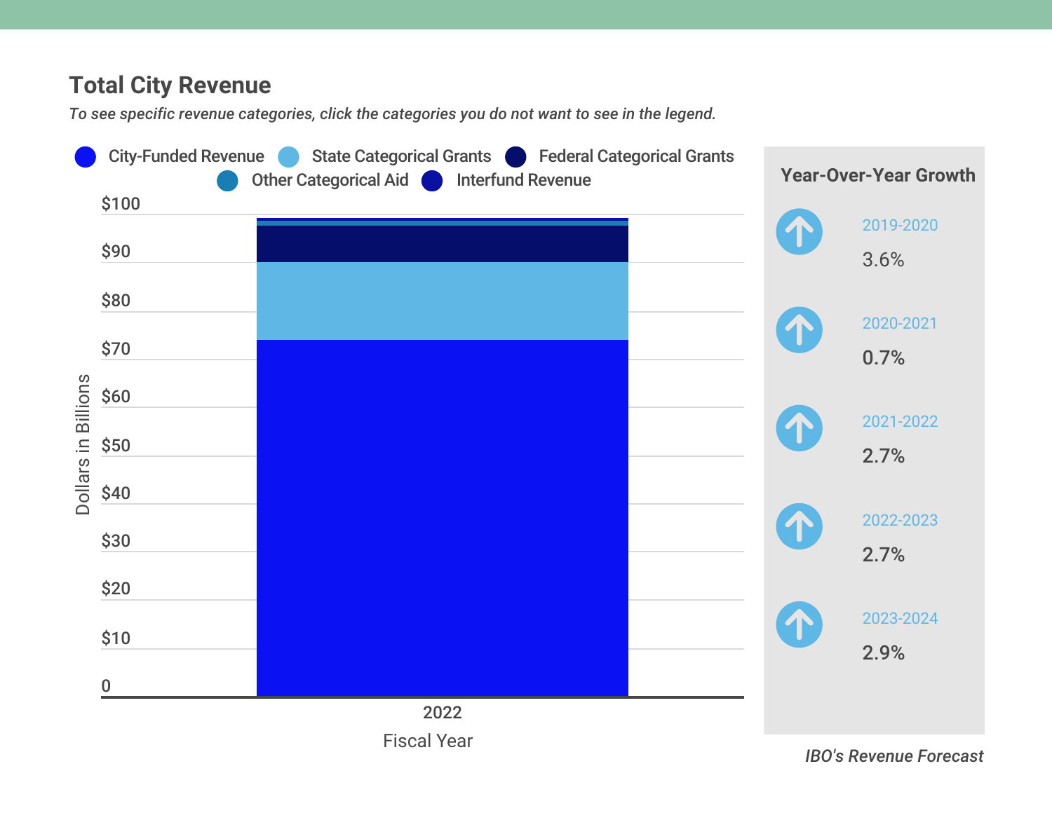## Total City Revenue

*To see specific revenue categories, click the categories you do not want to see in the legend.*

City-Funded Revenue, State Categorical Grants, Federal Categorical Grants, Other Categorical Aid, Interfund Revenue

Dollars in Billions: 0, $10, $20, $30, $40, $50, $60, $70, $80, $90, $100

Fiscal Year: 2022

### Year-Over-Year Growth

2019-2020
3.6%

2020-2021
0.7%

2021-2022
2.7%

2022-2023
2.7%

2023-2024
2.9%

*IBO's Revenue Forecast*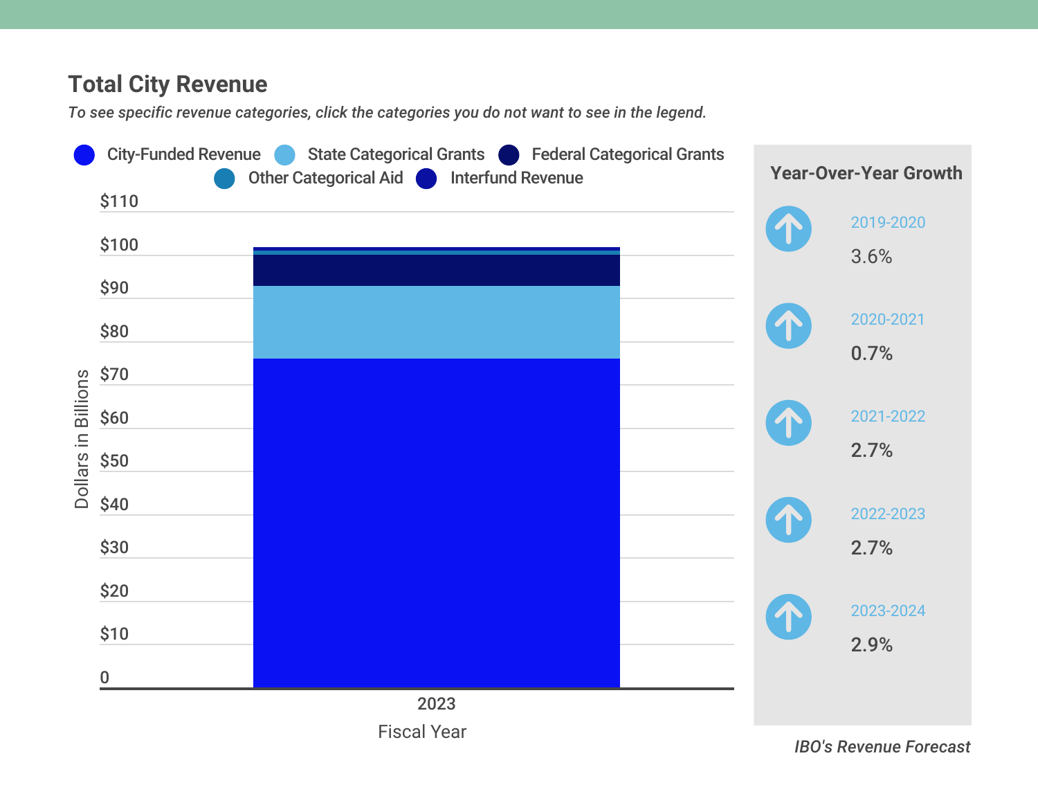## Total City Revenue

*To see specific revenue categories, click the categories you do not want to see in the legend.*

City-Funded Revenue | State Categorical Grants | Federal Categorical Grants | Other Categorical Aid | Interfund Revenue

Dollars in Billions: $110, $100, $90, $80, $70, $60, $50, $40, $30, $20, $10, 0

Fiscal Year: 2023

### Year-Over-Year Growth

| Period | Growth |
|---|---|
| 2019-2020 | 3.6% |
| 2020-2021 | 0.7% |
| 2021-2022 | 2.7% |
| 2022-2023 | 2.7% |
| 2023-2024 | 2.9% |

*IBO's Revenue Forecast*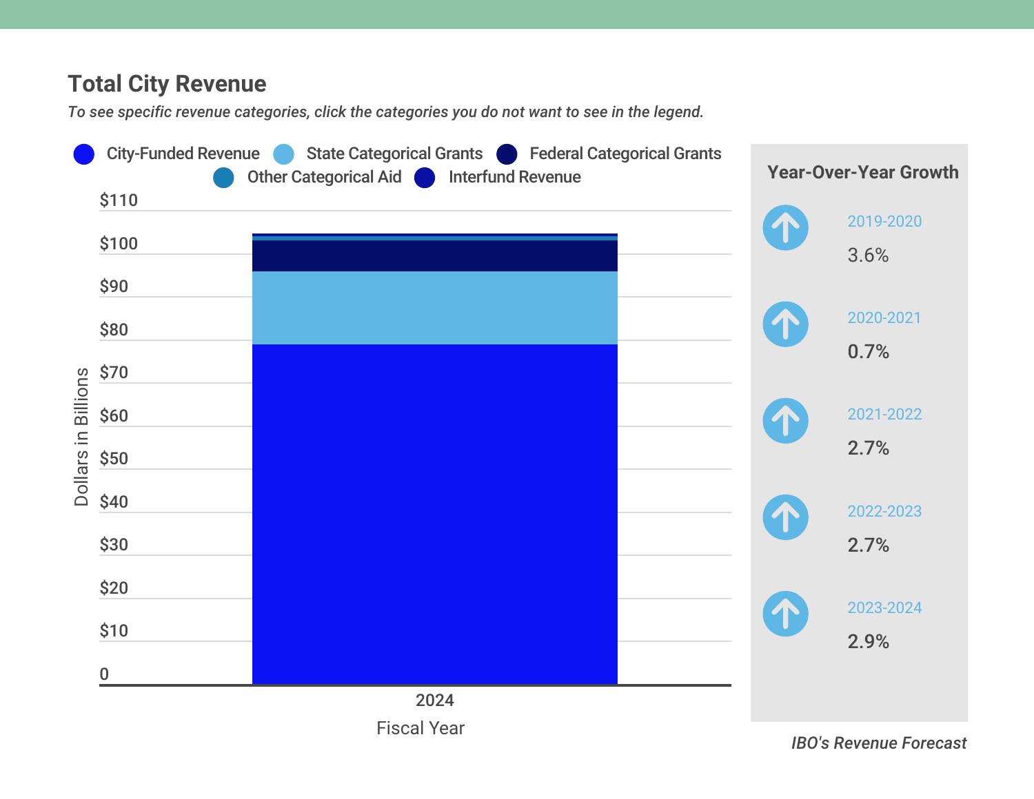## Total City Revenue

*To see specific revenue categories, click the categories you do not want to see in the legend.*

City-Funded Revenue | State Categorical Grants | Federal Categorical Grants | Other Categorical Aid | Interfund Revenue

Dollars in Billions: $110, $100, $90, $80, $70, $60, $50, $40, $30, $20, $10, 0

Fiscal Year: 2024

### Year-Over-Year Growth

| Period | Growth |
| --- | --- |
| 2019-2020 | 3.6% |
| 2020-2021 | 0.7% |
| 2021-2022 | 2.7% |
| 2022-2023 | 2.7% |
| 2023-2024 | 2.9% |

*IBO's Revenue Forecast*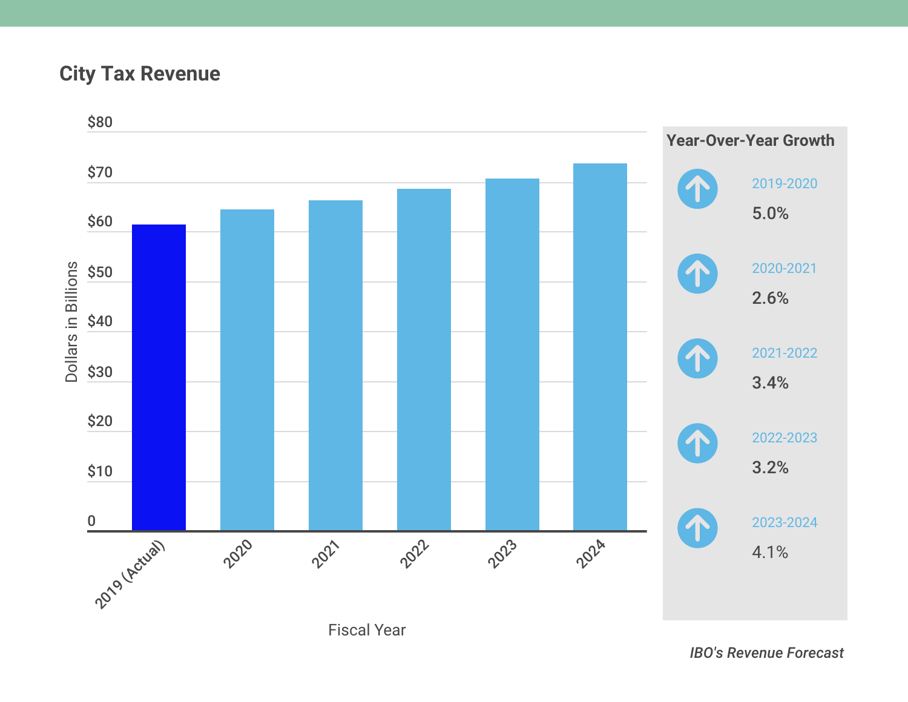## City Tax Revenue

| Fiscal Year | Dollars in Billions |
|---|---|
| 2019 (Actual) | |
| 2020 | |
| 2021 | |
| 2022 | |
| 2023 | |
| 2024 | |

### Year-Over-Year Growth

| Period | Growth |
|---|---|
| 2019-2020 | 5.0% |
| 2020-2021 | 2.6% |
| 2021-2022 | 3.4% |
| 2022-2023 | 3.2% |
| 2023-2024 | 4.1% |

*IBO's Revenue Forecast*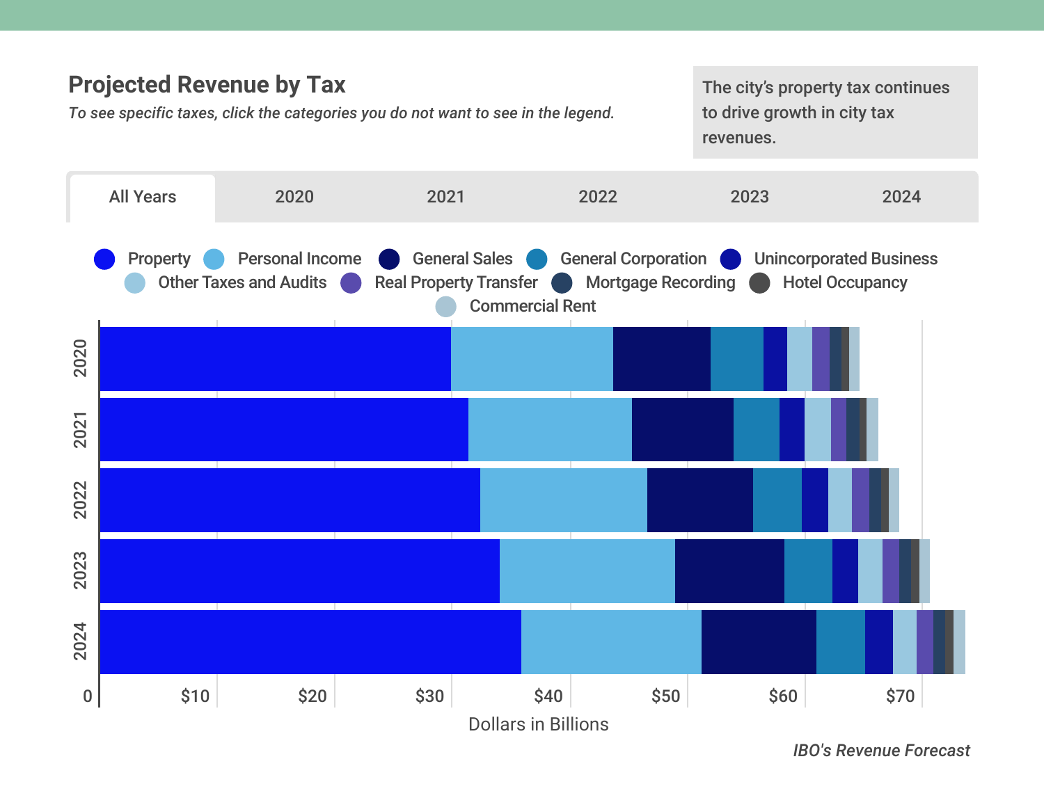## Projected Revenue by Tax

*To see specific taxes, click the categories you do not want to see in the legend.*

The city's property tax continues to drive growth in city tax revenues.

All Years | 2020 | 2021 | 2022 | 2023 | 2024

Property, Personal Income, General Sales, General Corporation, Unincorporated Business, Other Taxes and Audits, Real Property Transfer, Mortgage Recording, Hotel Occupancy, Commercial Rent

Dollars in Billions

*IBO's Revenue Forecast*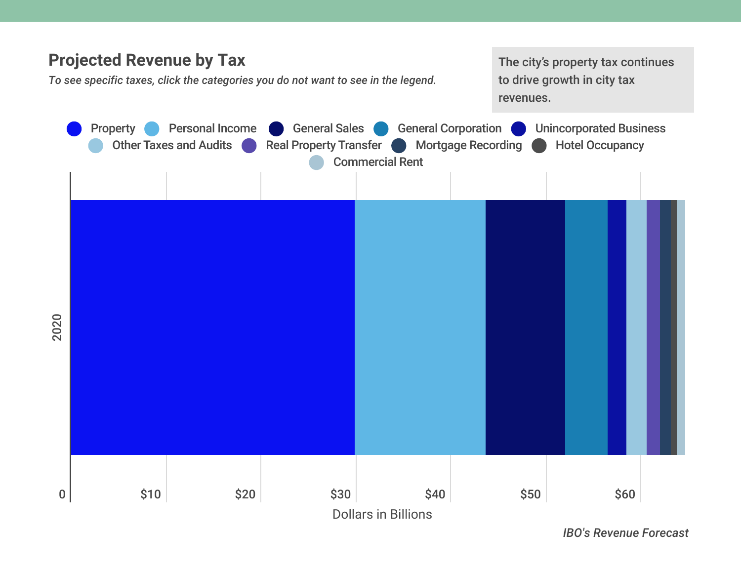## Projected Revenue by Tax

*To see specific taxes, click the categories you do not want to see in the legend.*

The city's property tax continues to drive growth in city tax revenues.

Property | Personal Income | General Sales | General Corporation | Unincorporated Business | Other Taxes and Audits | Real Property Transfer | Mortgage Recording | Hotel Occupancy | Commercial Rent

2020

0 | $10 | $20 | $30 | $40 | $50 | $60

Dollars in Billions

*IBO's Revenue Forecast*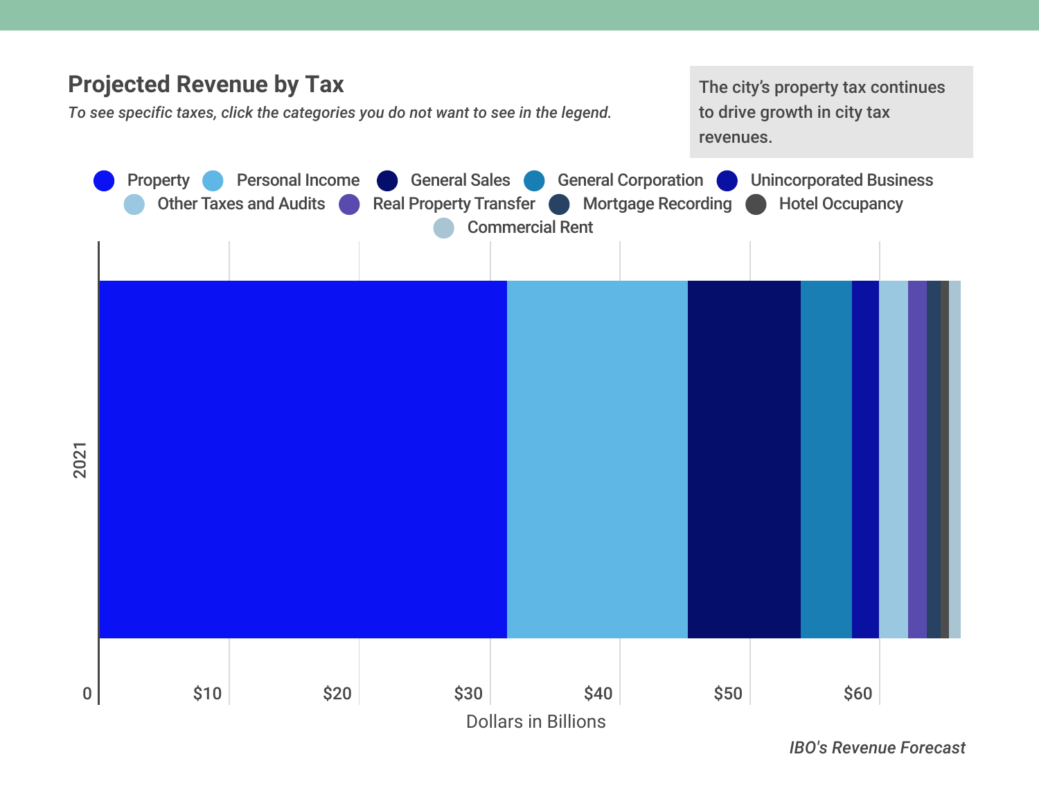## Projected Revenue by Tax

*To see specific taxes, click the categories you do not want to see in the legend.*

The city's property tax continues to drive growth in city tax revenues.

Property | Personal Income | General Sales | General Corporation | Unincorporated Business | Other Taxes and Audits | Real Property Transfer | Mortgage Recording | Hotel Occupancy | Commercial Rent

2021

0 | $10 | $20 | $30 | $40 | $50 | $60

Dollars in Billions

*IBO's Revenue Forecast*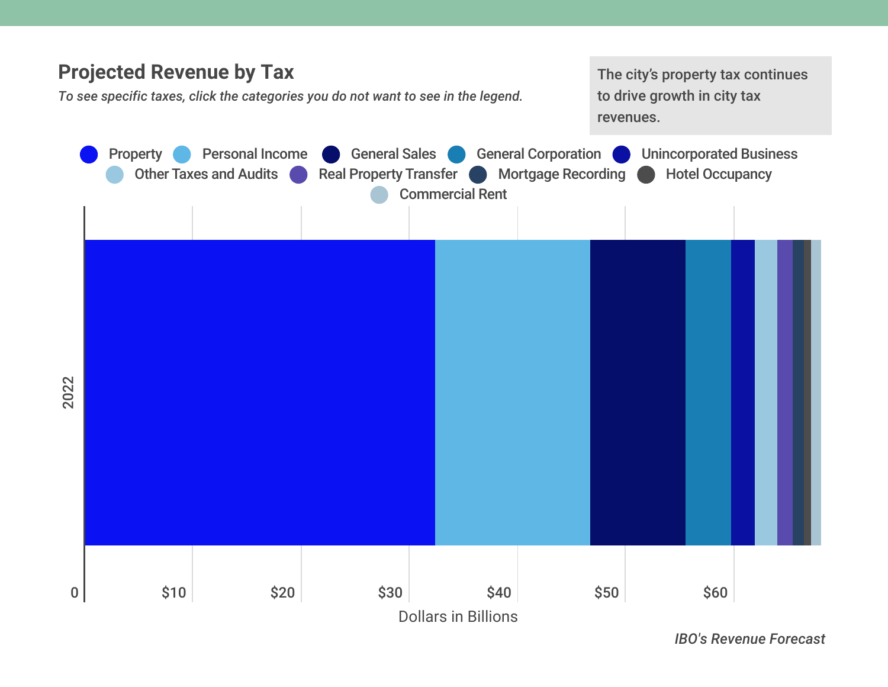## Projected Revenue by Tax

*To see specific taxes, click the categories you do not want to see in the legend.*

The city's property tax continues to drive growth in city tax revenues.

Property · Personal Income · General Sales · General Corporation · Unincorporated Business · Other Taxes and Audits · Real Property Transfer · Mortgage Recording · Hotel Occupancy · Commercial Rent

2022

0 · $10 · $20 · $30 · $40 · $50 · $60

Dollars in Billions

*IBO's Revenue Forecast*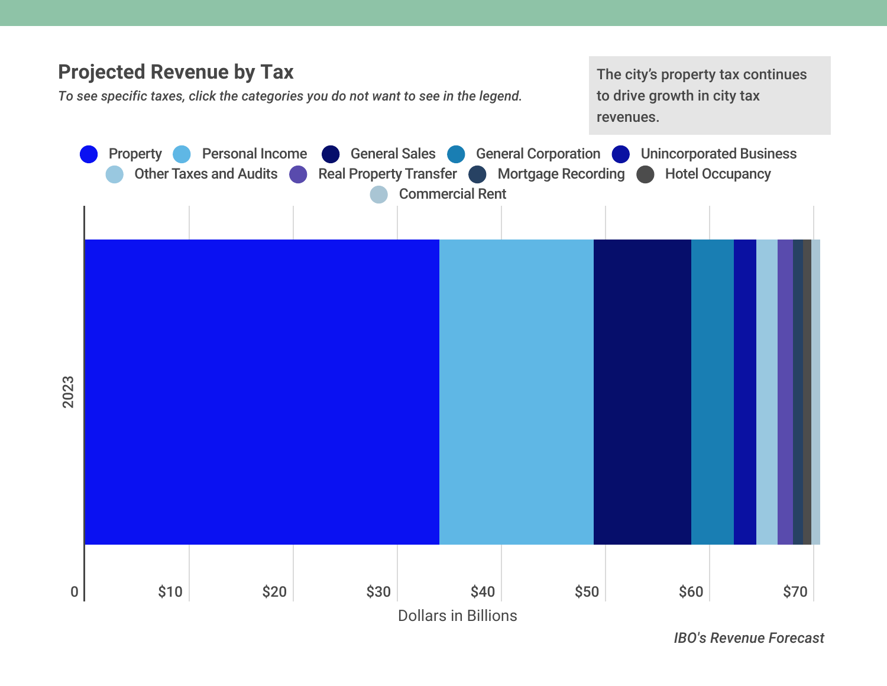## Projected Revenue by Tax

*To see specific taxes, click the categories you do not want to see in the legend.*

The city's property tax continues to drive growth in city tax revenues.

Property | Personal Income | General Sales | General Corporation | Unincorporated Business | Other Taxes and Audits | Real Property Transfer | Mortgage Recording | Hotel Occupancy | Commercial Rent

2023

0 | $10 | $20 | $30 | $40 | $50 | $60 | $70

Dollars in Billions

*IBO's Revenue Forecast*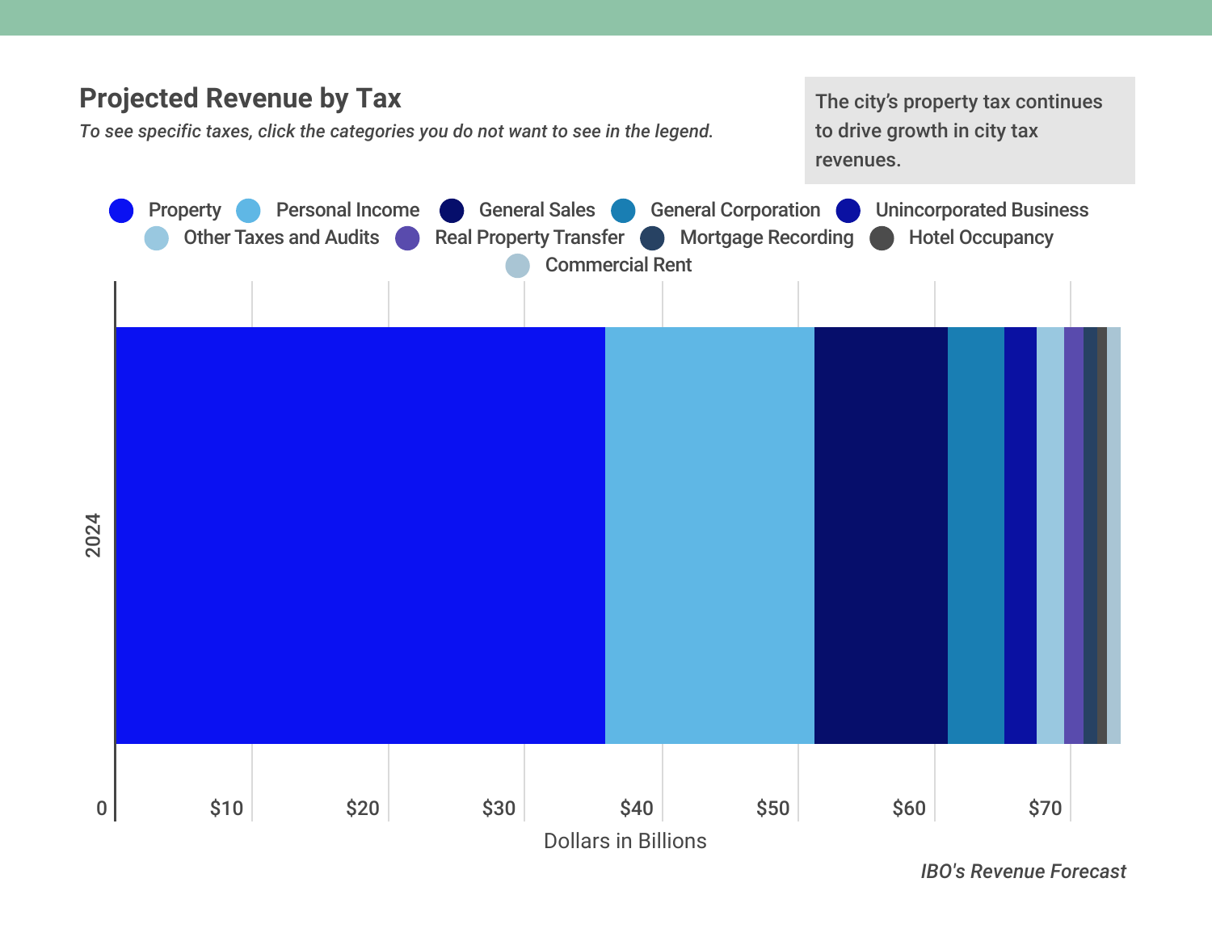## Projected Revenue by Tax

*To see specific taxes, click the categories you do not want to see in the legend.*

The city's property tax continues to drive growth in city tax revenues.

Property | Personal Income | General Sales | General Corporation | Unincorporated Business | Other Taxes and Audits | Real Property Transfer | Mortgage Recording | Hotel Occupancy | Commercial Rent

2024

0 | $10 | $20 | $30 | $40 | $50 | $60 | $70

Dollars in Billions

*IBO's Revenue Forecast*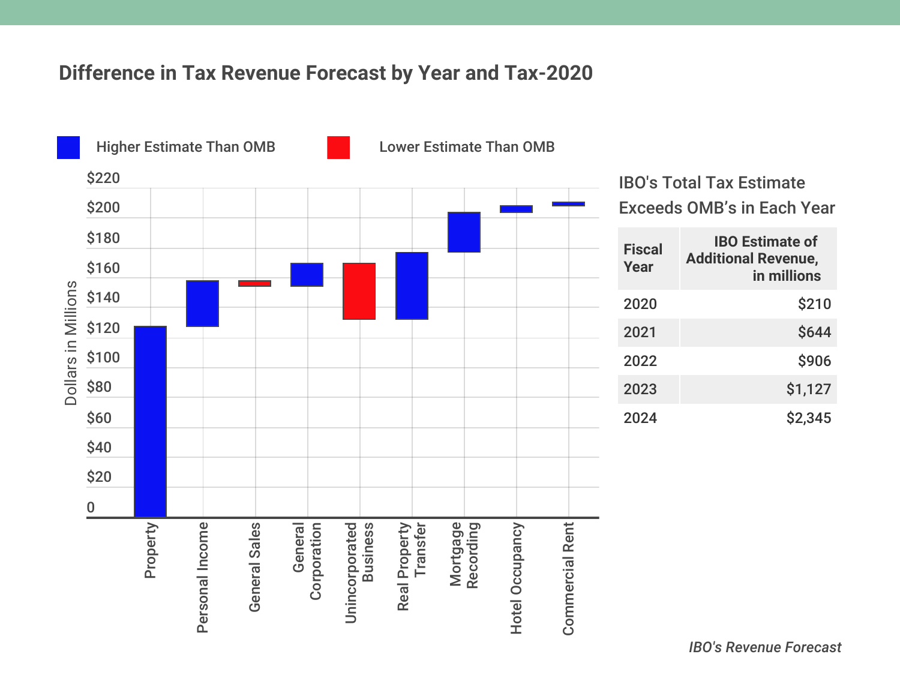## Difference in Tax Revenue Forecast by Year and Tax-2020

Higher Estimate Than OMB | Lower Estimate Than OMB

Dollars in Millions

$220, $200, $180, $160, $140, $120, $100, $80, $60, $40, $20, 0

Property | Personal Income | General Sales | General Corporation | Unincorporated Business | Real Property Transfer | Mortgage Recording | Hotel Occupancy | Commercial Rent

### IBO's Total Tax Estimate Exceeds OMB's in Each Year

| Fiscal Year | IBO Estimate of Additional Revenue, in millions |
|---|---|
| 2020 | $210 |
| 2021 | $644 |
| 2022 | $906 |
| 2023 | $1,127 |
| 2024 | $2,345 |

*IBO's Revenue Forecast*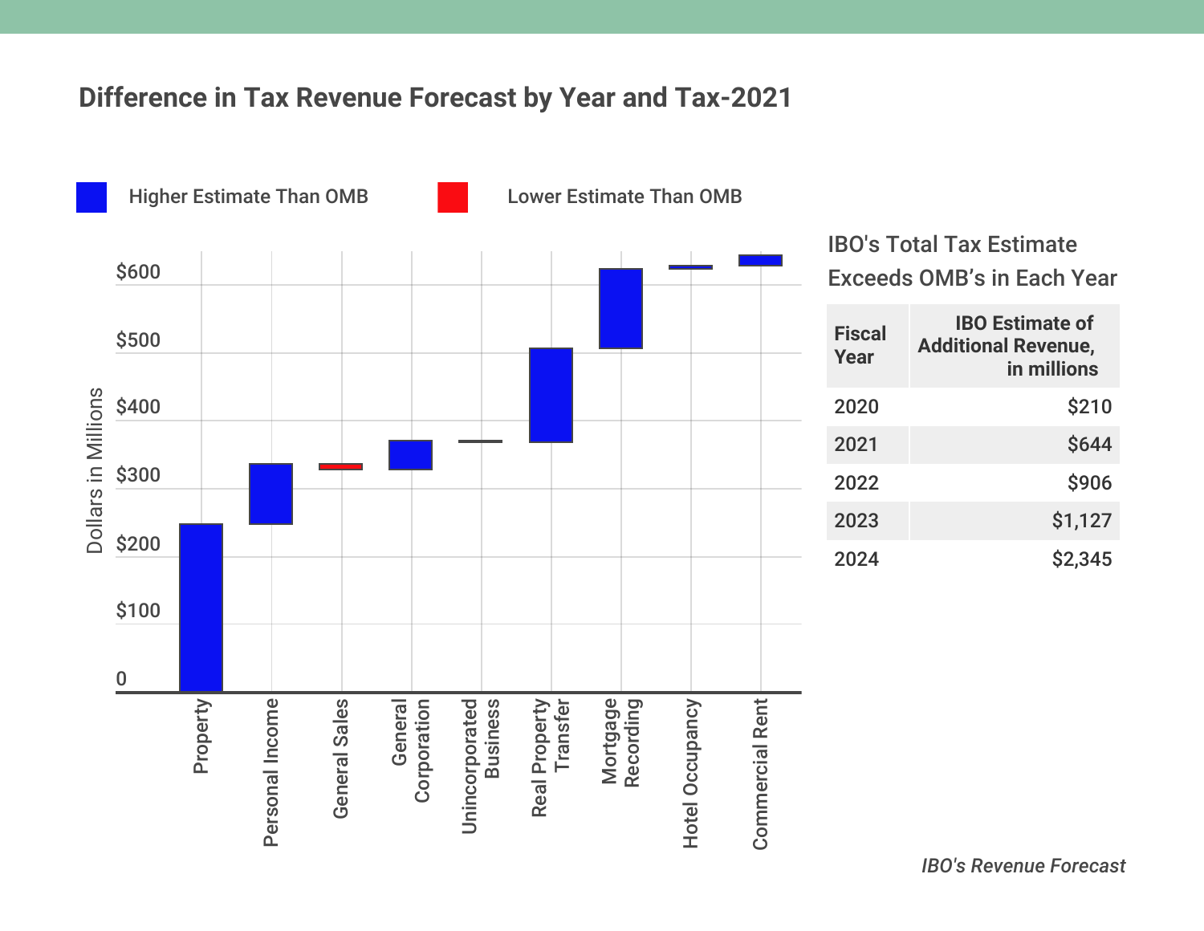## Difference in Tax Revenue Forecast by Year and Tax-2021

Higher Estimate Than OMB | Lower Estimate Than OMB

Dollars in Millions

$600
$500
$400
$300
$200
$100
0

Property | Personal Income | General Sales | General Corporation | Unincorporated Business | Real Property Transfer | Mortgage Recording | Hotel Occupancy | Commercial Rent

### IBO's Total Tax Estimate Exceeds OMB's in Each Year

| Fiscal Year | IBO Estimate of Additional Revenue, in millions |
|---|---:|
| 2020 | $210 |
| 2021 | $644 |
| 2022 | $906 |
| 2023 | $1,127 |
| 2024 | $2,345 |

*IBO's Revenue Forecast*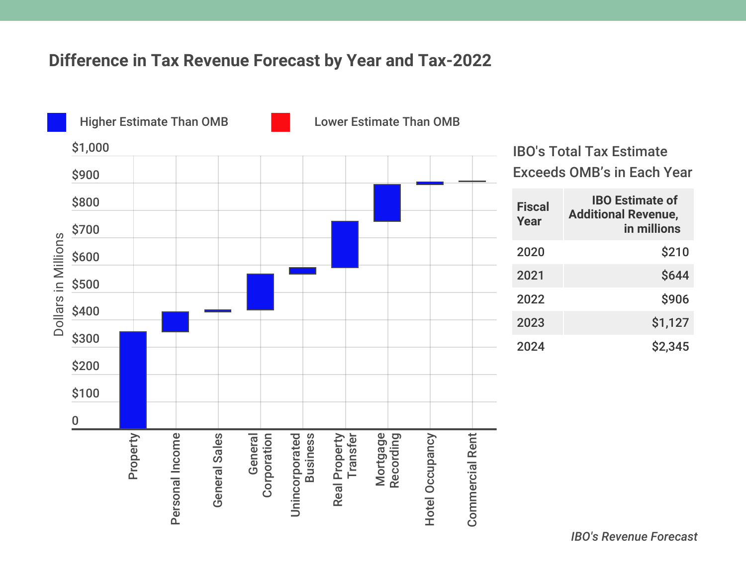## Difference in Tax Revenue Forecast by Year and Tax-2022

Higher Estimate Than OMB | Lower Estimate Than OMB

Dollars in Millions

$1,000
$900
$800
$700
$600
$500
$400
$300
$200
$100
0

Property | Personal Income | General Sales | General Corporation | Unincorporated Business | Real Property Transfer | Mortgage Recording | Hotel Occupancy | Commercial Rent

### IBO's Total Tax Estimate Exceeds OMB's in Each Year

| Fiscal Year | IBO Estimate of Additional Revenue, in millions |
|---|---|
| 2020 | $210 |
| 2021 | $644 |
| 2022 | $906 |
| 2023 | $1,127 |
| 2024 | $2,345 |

*IBO's Revenue Forecast*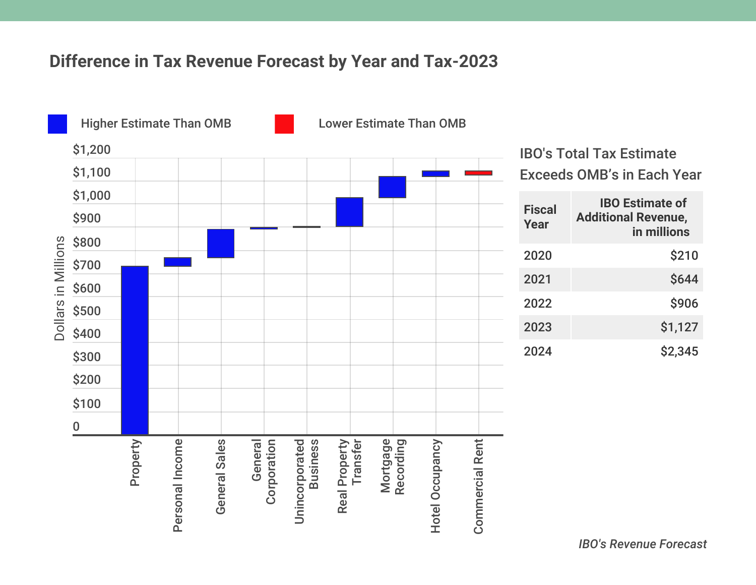## Difference in Tax Revenue Forecast by Year and Tax-2023

Higher Estimate Than OMB

Lower Estimate Than OMB

Dollars in Millions

$1,200
$1,100
$1,000
$900
$800
$700
$600
$500
$400
$300
$200
$100
0

Property
Personal Income
General Sales
General Corporation
Unincorporated Business
Real Property Transfer
Mortgage Recording
Hotel Occupancy
Commercial Rent

### IBO's Total Tax Estimate Exceeds OMB's in Each Year

| Fiscal Year | IBO Estimate of Additional Revenue, in millions |
|---|---|
| 2020 | $210 |
| 2021 | $644 |
| 2022 | $906 |
| 2023 | $1,127 |
| 2024 | $2,345 |

*IBO's Revenue Forecast*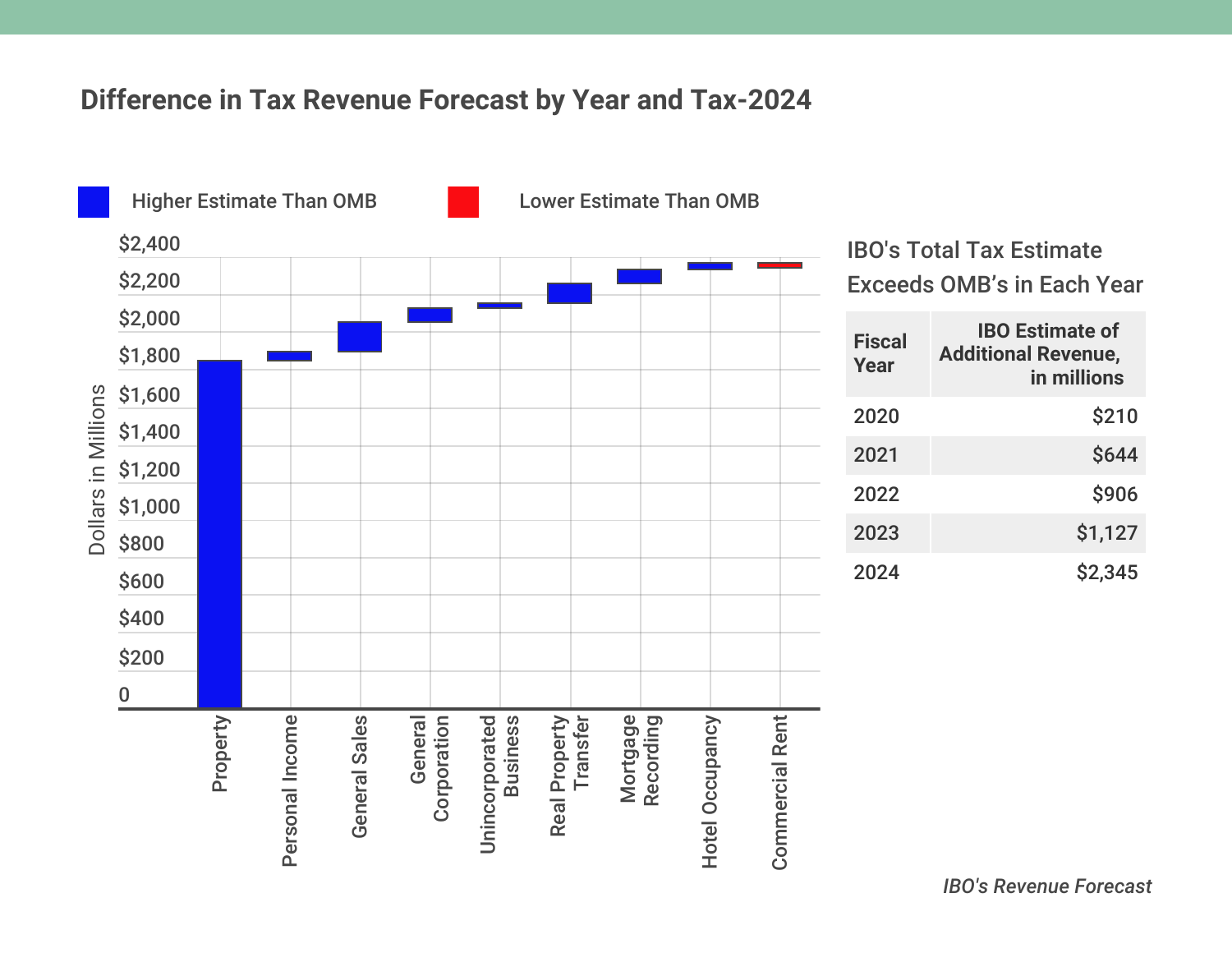## Difference in Tax Revenue Forecast by Year and Tax-2024

Higher Estimate Than OMB | Lower Estimate Than OMB

Dollars in Millions

$2,400
$2,200
$2,000
$1,800
$1,600
$1,400
$1,200
$1,000
$800
$600
$400
$200
0

Property | Personal Income | General Sales | General Corporation | Unincorporated Business | Real Property Transfer | Mortgage Recording | Hotel Occupancy | Commercial Rent

### IBO's Total Tax Estimate Exceeds OMB's in Each Year

| Fiscal Year | IBO Estimate of Additional Revenue, in millions |
|---|---|
| 2020 | $210 |
| 2021 | $644 |
| 2022 | $906 |
| 2023 | $1,127 |
| 2024 | $2,345 |

*IBO's Revenue Forecast*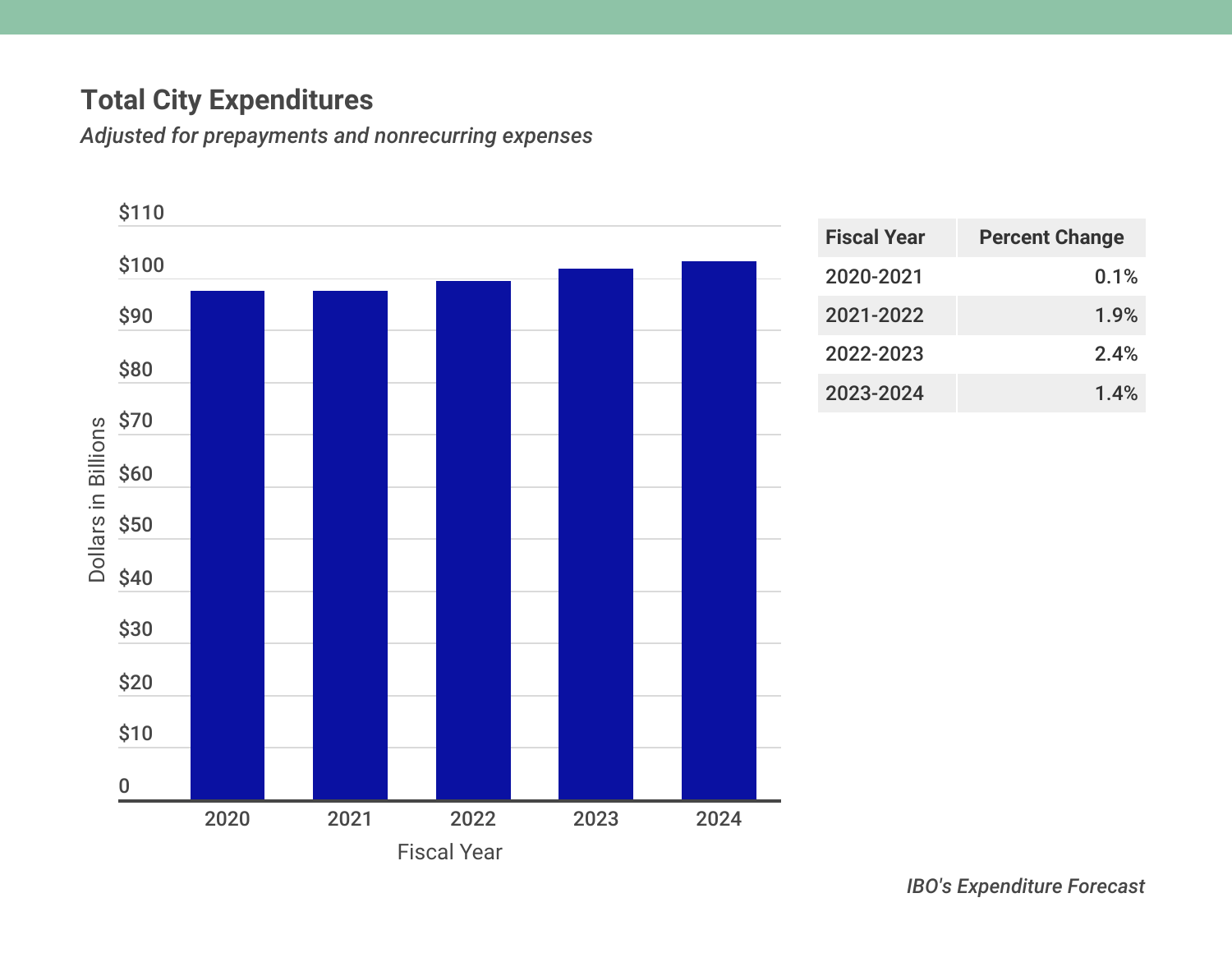## Total City Expenditures

*Adjusted for prepayments and nonrecurring expenses*

| Fiscal Year | Percent Change |
| --- | --- |
| 2020-2021 | 0.1% |
| 2021-2022 | 1.9% |
| 2022-2023 | 2.4% |
| 2023-2024 | 1.4% |

*IBO's Expenditure Forecast*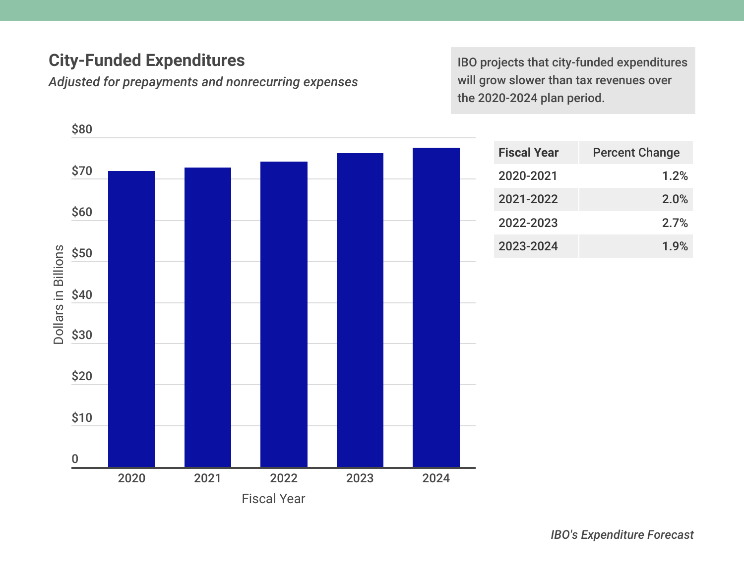## City-Funded Expenditures

*Adjusted for prepayments and nonrecurring expenses*

IBO projects that city-funded expenditures will grow slower than tax revenues over the 2020-2024 plan period.

Dollars in Billions: $80, $70, $60, $50, $40, $30, $20, $10, 0

Fiscal Year: 2020, 2021, 2022, 2023, 2024

| Fiscal Year | Percent Change |
|---|---|
| 2020-2021 | 1.2% |
| 2021-2022 | 2.0% |
| 2022-2023 | 2.7% |
| 2023-2024 | 1.9% |

*IBO's Expenditure Forecast*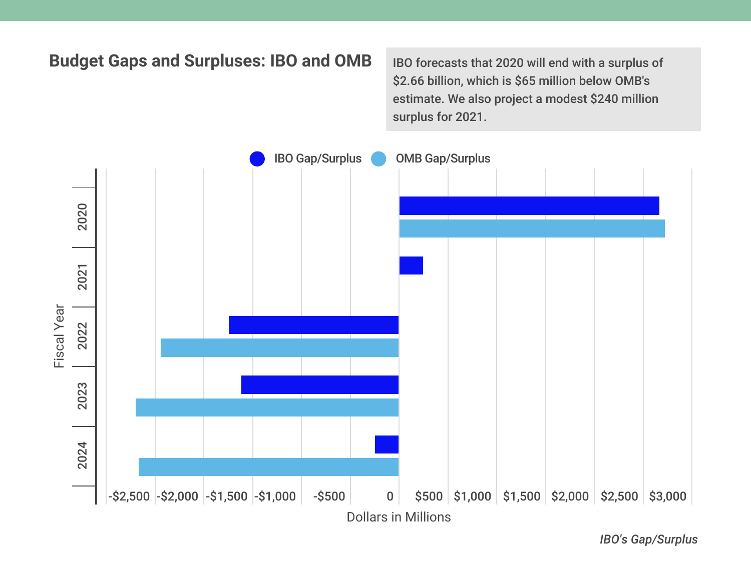## Budget Gaps and Surpluses: IBO and OMB

IBO forecasts that 2020 will end with a surplus of $2.66 billion, which is $65 million below OMB's estimate. We also project a modest $240 million surplus for 2021.

IBO Gap/Surplus | OMB Gap/Surplus

Fiscal Year: 2020, 2021, 2022, 2023, 2024

-$2,500 | -$2,000 | -$1,500 | -$1,000 | -$500 | 0 | $500 | $1,000 | $1,500 | $2,000 | $2,500 | $3,000

Dollars in Millions

*IBO's Gap/Surplus*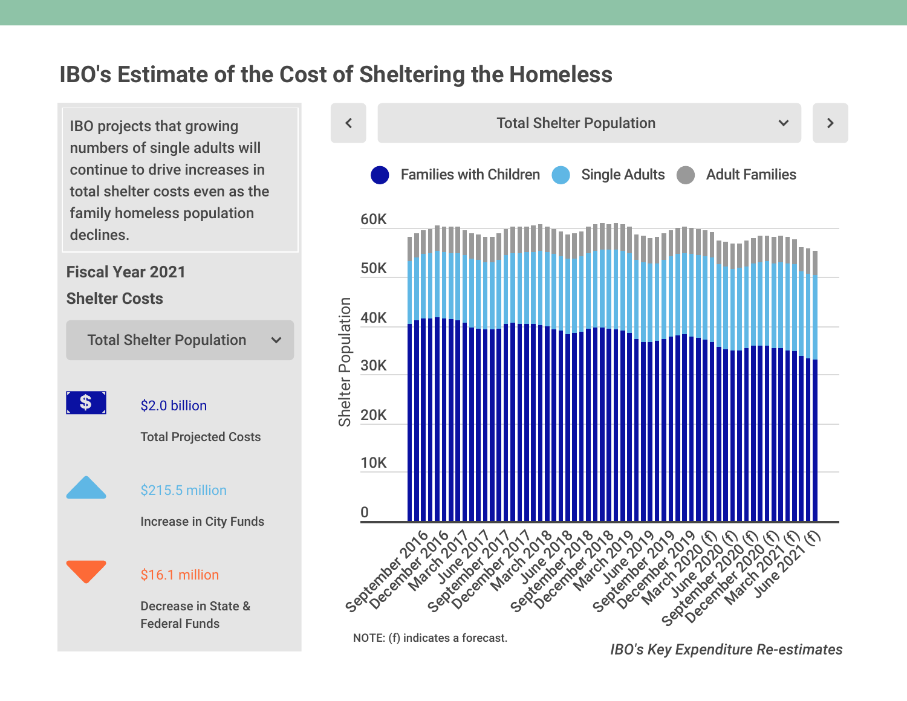# IBO's Estimate of the Cost of Sheltering the Homeless

IBO projects that growing numbers of single adults will continue to drive increases in total shelter costs even as the family homeless population declines.

**Fiscal Year 2021**

**Shelter Costs**

Total Shelter Population

$2.0 billion

Total Projected Costs

$215.5 million

Increase in City Funds

$16.1 million

Decrease in State & Federal Funds

Total Shelter Population

Families with Children | Single Adults | Adult Families

Shelter Population: 0, 10K, 20K, 30K, 40K, 50K, 60K

September 2016, December 2016, March 2017, June 2017, September 2017, December 2017, March 2018, June 2018, September 2018, December 2018, March 2019, June 2019, September 2019, December 2019, March 2020 (f), June 2020 (f), September 2020 (f), December 2020 (f), March 2021 (f), June 2021 (f)

NOTE: (f) indicates a forecast.

*IBO's Key Expenditure Re-estimates*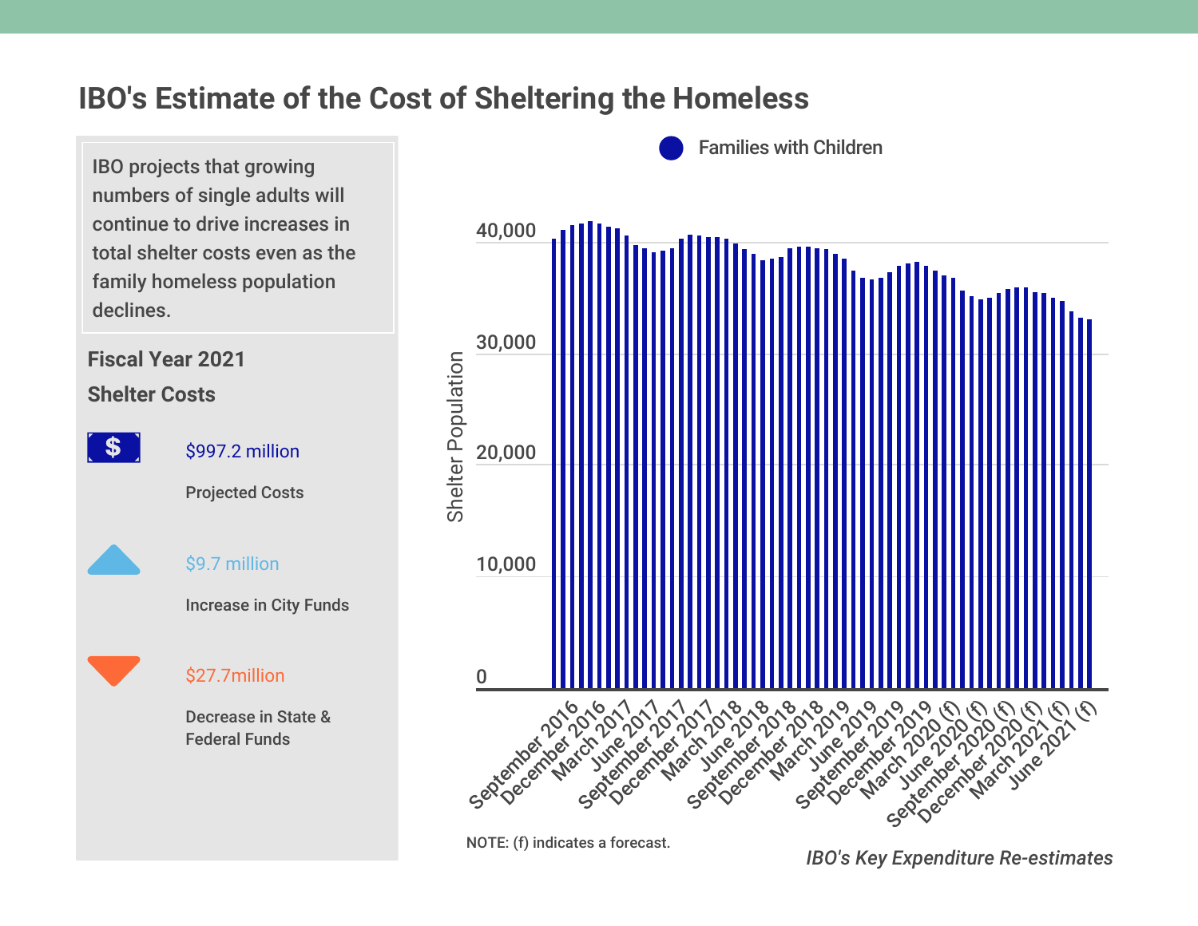## IBO's Estimate of the Cost of Sheltering the Homeless

IBO projects that growing numbers of single adults will continue to drive increases in total shelter costs even as the family homeless population declines.

**Fiscal Year 2021**

**Shelter Costs**

$997.2 million

Projected Costs

$9.7 million

Increase in City Funds

$27.7million

Decrease in State & Federal Funds

Families with Children

Shelter Population

40,000

30,000

20,000

10,000

0

September 2016, December 2016, March 2017, June 2017, September 2017, December 2017, March 2018, June 2018, September 2018, December 2018, March 2019, June 2019, September 2019, December 2019, March 2020 (f), June 2020 (f), September 2020 (f), December 2020 (f), March 2021 (f), June 2021 (f)

NOTE: (f) indicates a forecast.

*IBO's Key Expenditure Re-estimates*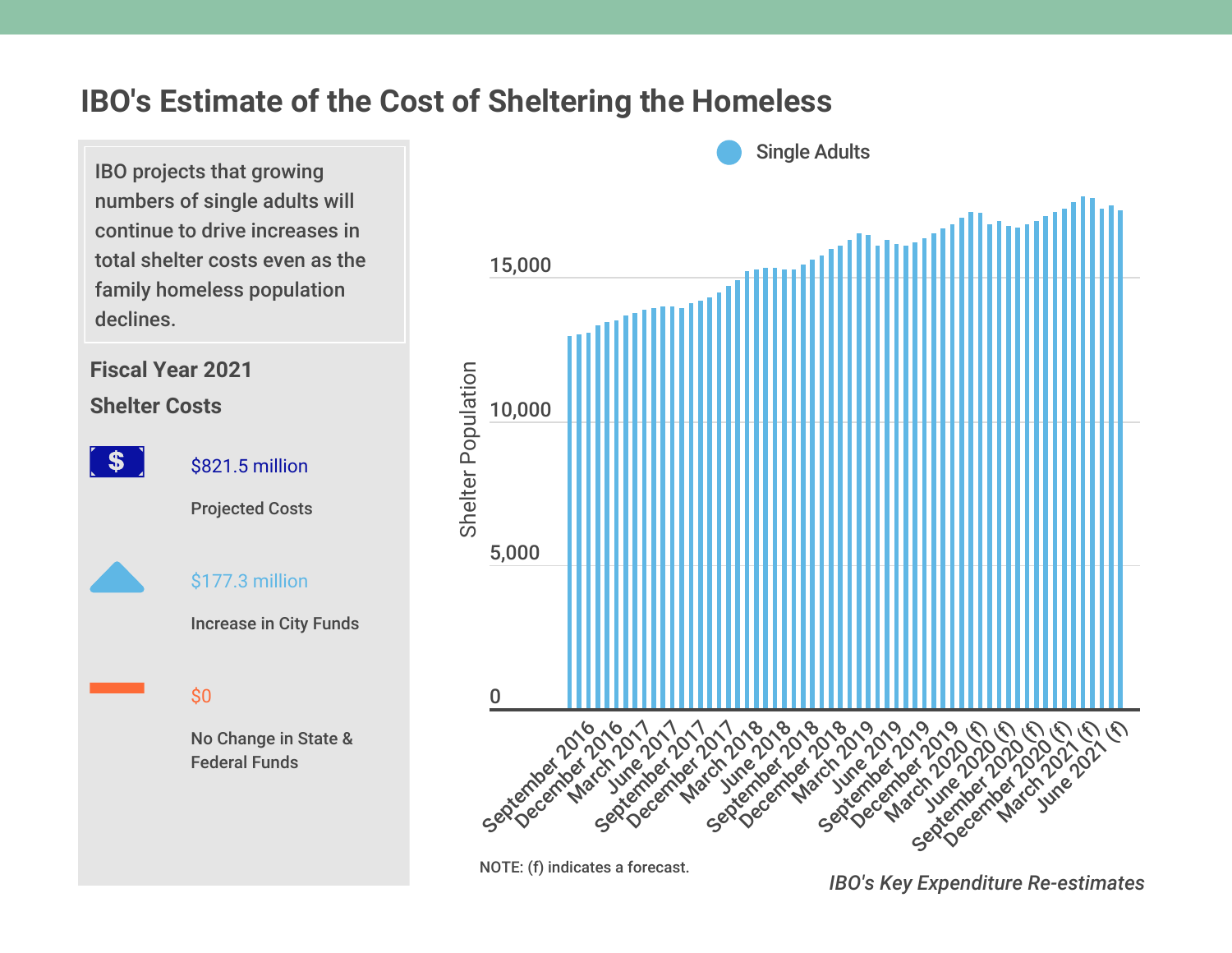# IBO's Estimate of the Cost of Sheltering the Homeless

IBO projects that growing numbers of single adults will continue to drive increases in total shelter costs even as the family homeless population declines.

**Fiscal Year 2021**

**Shelter Costs**

$821.5 million

Projected Costs

$177.3 million

Increase in City Funds

$0

No Change in State & Federal Funds

Single Adults

Shelter Population

15,000
10,000
5,000
0

September 2016, December 2016, March 2017, June 2017, September 2017, December 2017, March 2018, June 2018, September 2018, December 2018, March 2019, June 2019, September 2019, December 2019, March 2020 (f), June 2020 (f), September 2020 (f), December 2020 (f), March 2021 (f), June 2021 (f)

NOTE: (f) indicates a forecast.

*IBO's Key Expenditure Re-estimates*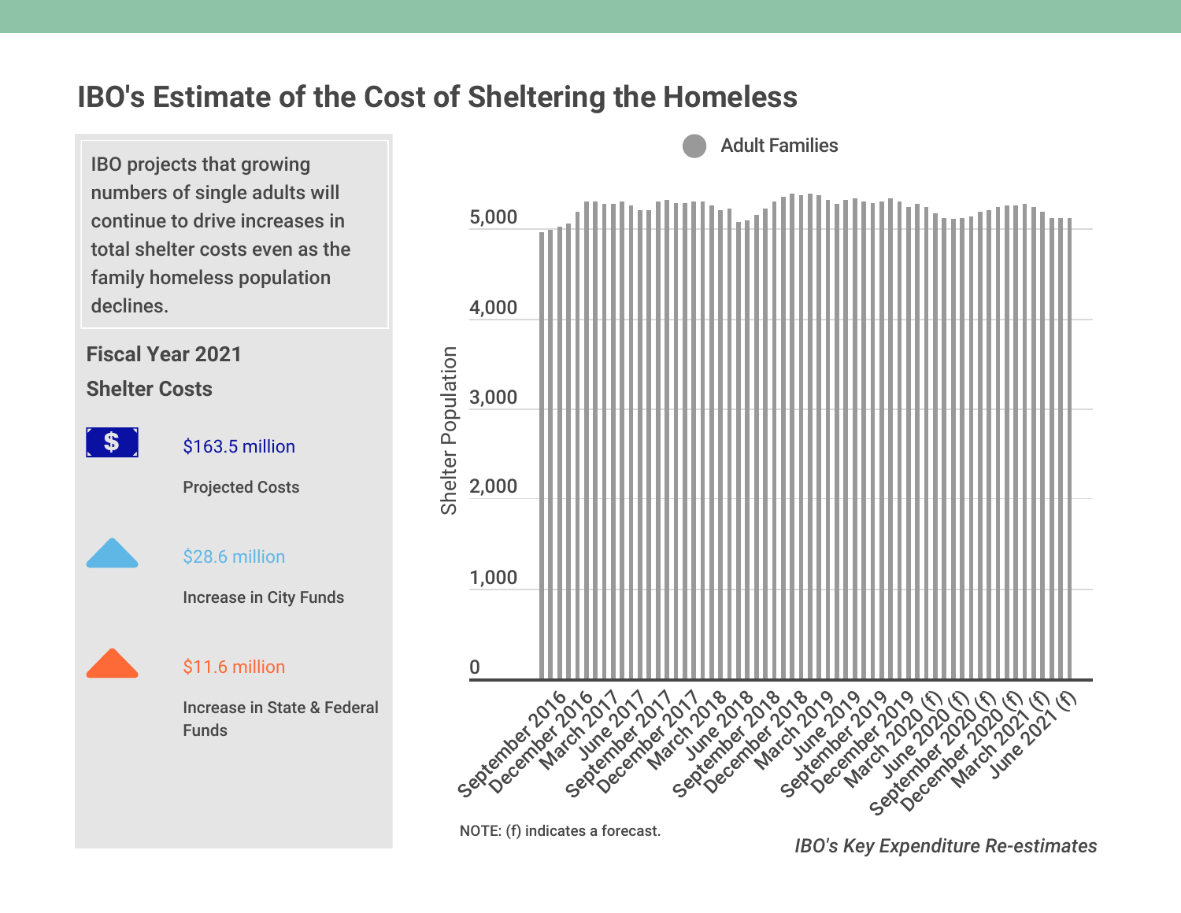# IBO's Estimate of the Cost of Sheltering the Homeless

IBO projects that growing numbers of single adults will continue to drive increases in total shelter costs even as the family homeless population declines.

**Fiscal Year 2021**

**Shelter Costs**

$163.5 million

Projected Costs

$28.6 million

Increase in City Funds

$11.6 million

Increase in State & Federal Funds

Adult Families

Shelter Population

0, 1,000, 2,000, 3,000, 4,000, 5,000

September 2016, December 2016, March 2017, June 2017, September 2017, December 2017, March 2018, June 2018, September 2018, December 2018, March 2019, June 2019, September 2019, December 2019, March 2020 (f), June 2020 (f), September 2020 (f), December 2020 (f), March 2021 (f), June 2021 (f)

NOTE: (f) indicates a forecast.

*IBO's Key Expenditure Re-estimates*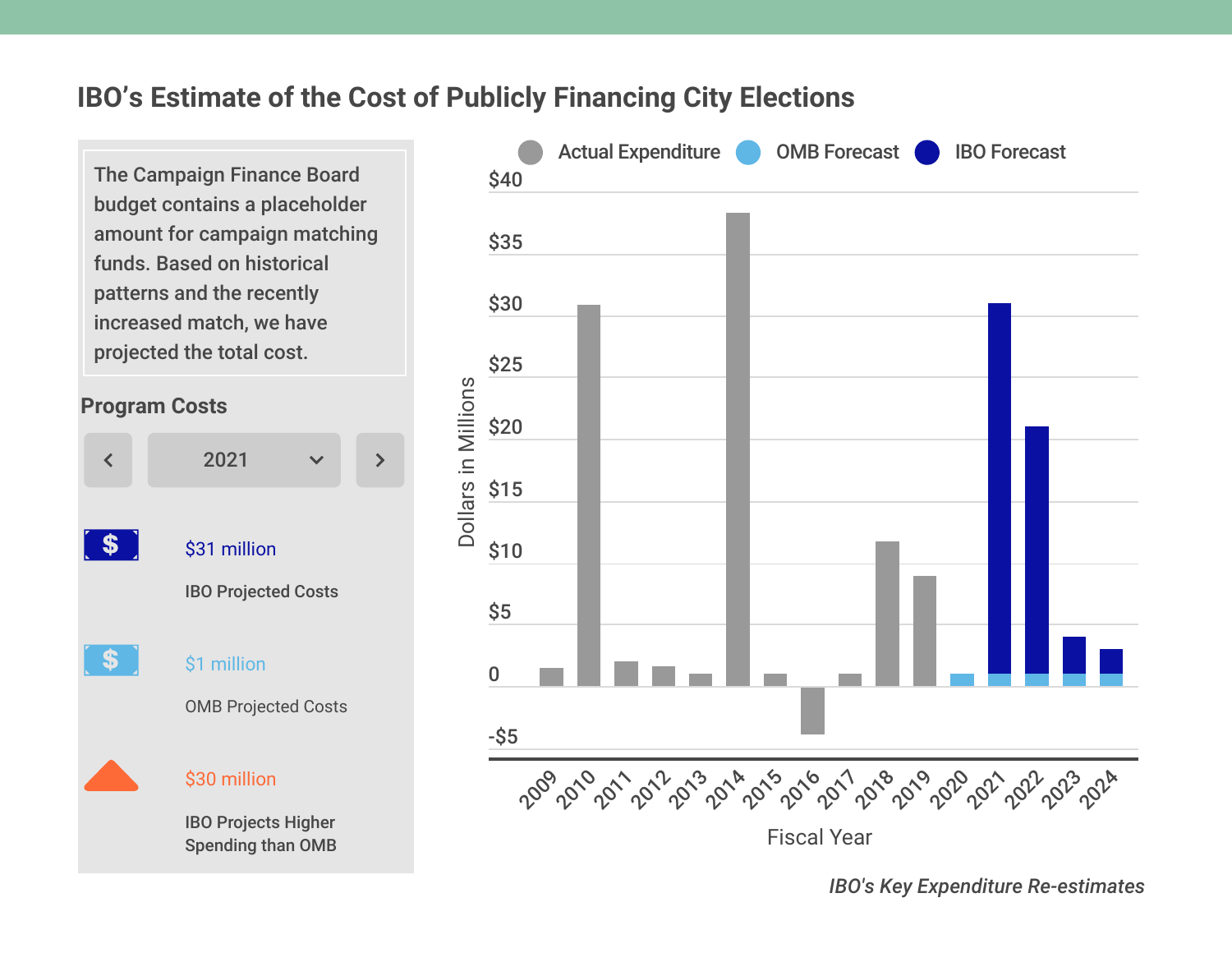## IBO's Estimate of the Cost of Publicly Financing City Elections

The Campaign Finance Board budget contains a placeholder amount for campaign matching funds. Based on historical patterns and the recently increased match, we have projected the total cost.

**Program Costs**

2021

$31 million

IBO Projected Costs

$1 million

OMB Projected Costs

$30 million

IBO Projects Higher Spending than OMB

Actual Expenditure   OMB Forecast   IBO Forecast

Dollars in Millions

$40
$35
$30
$25
$20
$15
$10
$5
0
-$5

2009 2010 2011 2012 2013 2014 2015 2016 2017 2018 2019 2020 2021 2022 2023 2024

Fiscal Year

*IBO's Key Expenditure Re-estimates*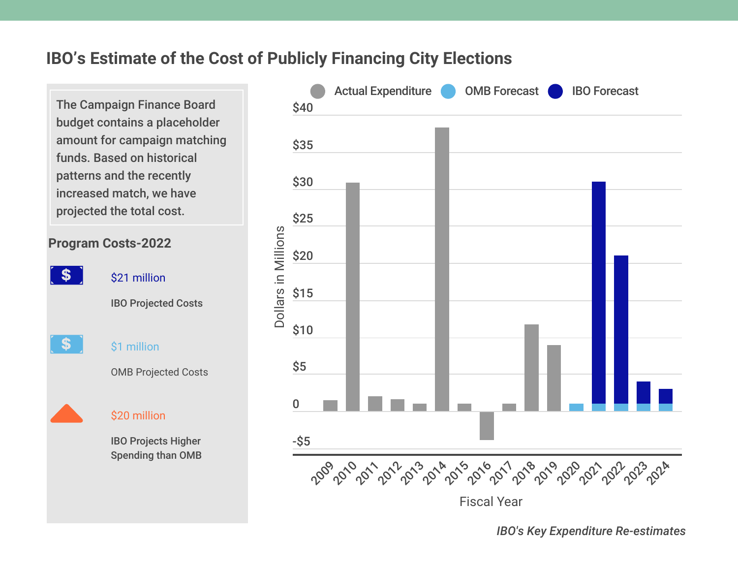# IBO's Estimate of the Cost of Publicly Financing City Elections

The Campaign Finance Board budget contains a placeholder amount for campaign matching funds. Based on historical patterns and the recently increased match, we have projected the total cost.

## Program Costs-2022

**$21 million**
IBO Projected Costs

**$1 million**
OMB Projected Costs

**$20 million**
IBO Projects Higher Spending than OMB

Actual Expenditure | OMB Forecast | IBO Forecast

Dollars in Millions

Fiscal Year

*IBO's Key Expenditure Re-estimates*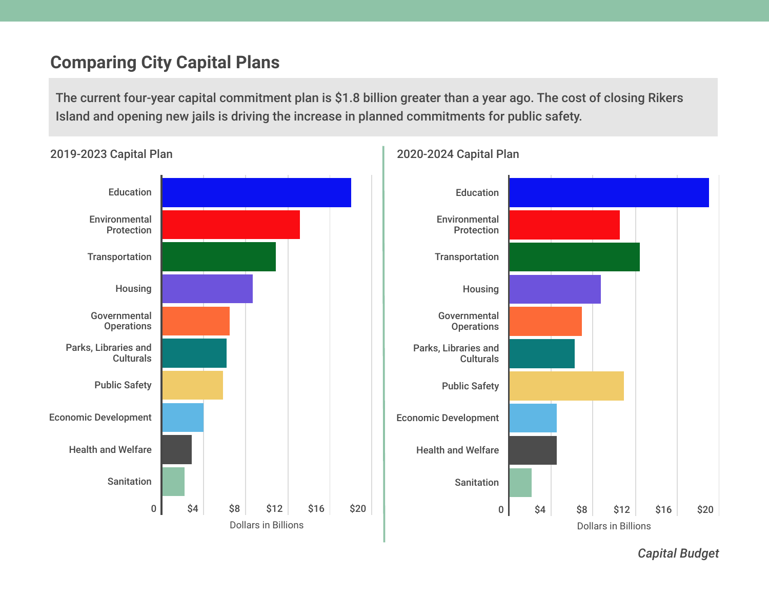## Comparing City Capital Plans

The current four-year capital commitment plan is $1.8 billion greater than a year ago. The cost of closing Rikers Island and opening new jails is driving the increase in planned commitments for public safety.

### 2019-2023 Capital Plan

Categories: Education, Environmental Protection, Transportation, Housing, Governmental Operations, Parks, Libraries and Culturals, Public Safety, Economic Development, Health and Welfare, Sanitation

Axis: 0, $4, $8, $12, $16, $20 — Dollars in Billions

### 2020-2024 Capital Plan

Categories: Education, Environmental Protection, Transportation, Housing, Governmental Operations, Parks, Libraries and Culturals, Public Safety, Economic Development, Health and Welfare, Sanitation

Axis: 0, $4, $8, $12, $16, $20 — Dollars in Billions

*Capital Budget*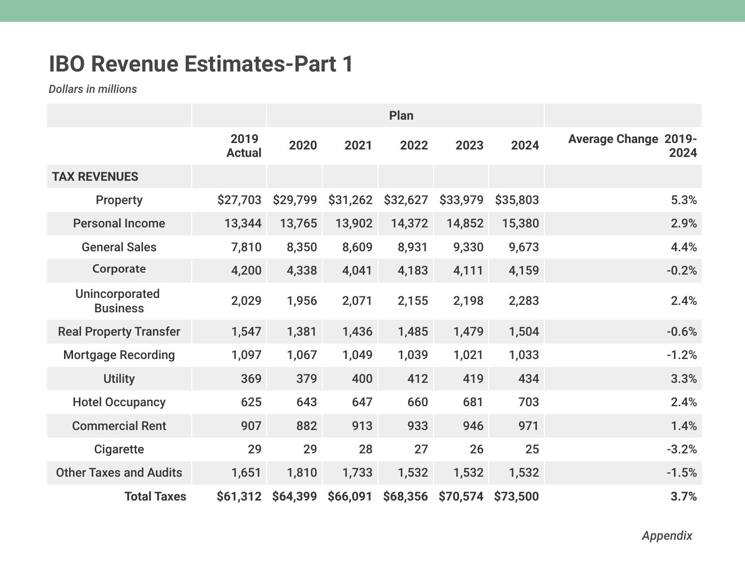# IBO Revenue Estimates-Part 1

*Dollars in millions*

| | | Plan | | | | | |
|---|---|---|---|---|---|---|---|
| | 2019 Actual | 2020 | 2021 | 2022 | 2023 | 2024 | Average Change 2019-2024 |
| **TAX REVENUES** | | | | | | | |
| Property | $27,703 | $29,799 | $31,262 | $32,627 | $33,979 | $35,803 | 5.3% |
| Personal Income | 13,344 | 13,765 | 13,902 | 14,372 | 14,852 | 15,380 | 2.9% |
| General Sales | 7,810 | 8,350 | 8,609 | 8,931 | 9,330 | 9,673 | 4.4% |
| Corporate | 4,200 | 4,338 | 4,041 | 4,183 | 4,111 | 4,159 | -0.2% |
| Unincorporated Business | 2,029 | 1,956 | 2,071 | 2,155 | 2,198 | 2,283 | 2.4% |
| Real Property Transfer | 1,547 | 1,381 | 1,436 | 1,485 | 1,479 | 1,504 | -0.6% |
| Mortgage Recording | 1,097 | 1,067 | 1,049 | 1,039 | 1,021 | 1,033 | -1.2% |
| Utility | 369 | 379 | 400 | 412 | 419 | 434 | 3.3% |
| Hotel Occupancy | 625 | 643 | 647 | 660 | 681 | 703 | 2.4% |
| Commercial Rent | 907 | 882 | 913 | 933 | 946 | 971 | 1.4% |
| Cigarette | 29 | 29 | 28 | 27 | 26 | 25 | -3.2% |
| Other Taxes and Audits | 1,651 | 1,810 | 1,733 | 1,532 | 1,532 | 1,532 | -1.5% |
| **Total Taxes** | **$61,312** | **$64,399** | **$66,091** | **$68,356** | **$70,574** | **$73,500** | **3.7%** |

*Appendix*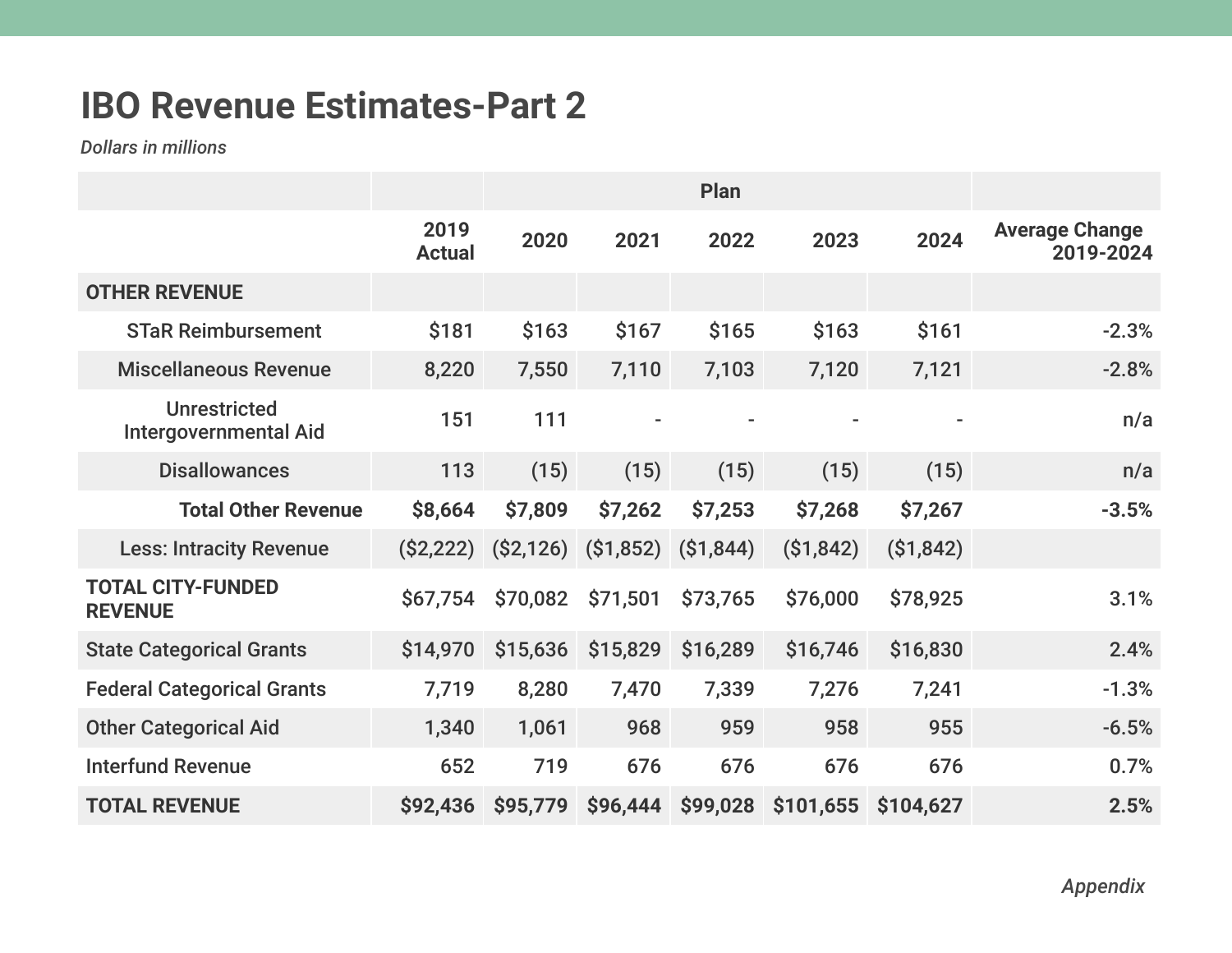# IBO Revenue Estimates-Part 2

*Dollars in millions*

| | | Plan | | | | | |
|---|---|---|---|---|---|---|---|
| | 2019 Actual | 2020 | 2021 | 2022 | 2023 | 2024 | Average Change 2019-2024 |
| **OTHER REVENUE** | | | | | | | |
| STaR Reimbursement | $181 | $163 | $167 | $165 | $163 | $161 | -2.3% |
| Miscellaneous Revenue | 8,220 | 7,550 | 7,110 | 7,103 | 7,120 | 7,121 | -2.8% |
| Unrestricted Intergovernmental Aid | 151 | 111 | - | - | - | - | n/a |
| Disallowances | 113 | (15) | (15) | (15) | (15) | (15) | n/a |
| **Total Other Revenue** | **$8,664** | **$7,809** | **$7,262** | **$7,253** | **$7,268** | **$7,267** | **-3.5%** |
| Less: Intracity Revenue | ($2,222) | ($2,126) | ($1,852) | ($1,844) | ($1,842) | ($1,842) | |
| **TOTAL CITY-FUNDED REVENUE** | $67,754 | $70,082 | $71,501 | $73,765 | $76,000 | $78,925 | 3.1% |
| State Categorical Grants | $14,970 | $15,636 | $15,829 | $16,289 | $16,746 | $16,830 | 2.4% |
| Federal Categorical Grants | 7,719 | 8,280 | 7,470 | 7,339 | 7,276 | 7,241 | -1.3% |
| Other Categorical Aid | 1,340 | 1,061 | 968 | 959 | 958 | 955 | -6.5% |
| Interfund Revenue | 652 | 719 | 676 | 676 | 676 | 676 | 0.7% |
| **TOTAL REVENUE** | **$92,436** | **$95,779** | **$96,444** | **$99,028** | **$101,655** | **$104,627** | **2.5%** |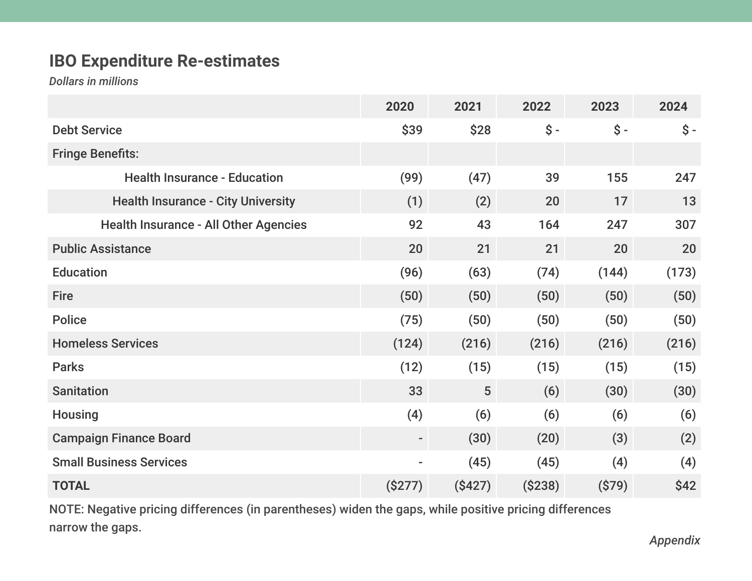## IBO Expenditure Re-estimates

*Dollars in millions*

| | 2020 | 2021 | 2022 | 2023 | 2024 |
|---|---|---|---|---|---|
| Debt Service | $39 | $28 | $ - | $ - | $ - |
| Fringe Benefits: | | | | | |
| Health Insurance - Education | (99) | (47) | 39 | 155 | 247 |
| Health Insurance - City University | (1) | (2) | 20 | 17 | 13 |
| Health Insurance - All Other Agencies | 92 | 43 | 164 | 247 | 307 |
| Public Assistance | 20 | 21 | 21 | 20 | 20 |
| Education | (96) | (63) | (74) | (144) | (173) |
| Fire | (50) | (50) | (50) | (50) | (50) |
| Police | (75) | (50) | (50) | (50) | (50) |
| Homeless Services | (124) | (216) | (216) | (216) | (216) |
| Parks | (12) | (15) | (15) | (15) | (15) |
| Sanitation | 33 | 5 | (6) | (30) | (30) |
| Housing | (4) | (6) | (6) | (6) | (6) |
| Campaign Finance Board | - | (30) | (20) | (3) | (2) |
| Small Business Services | - | (45) | (45) | (4) | (4) |
| **TOTAL** | ($277) | ($427) | ($238) | ($79) | $42 |

NOTE: Negative pricing differences (in parentheses) widen the gaps, while positive pricing differences narrow the gaps.

*Appendix*